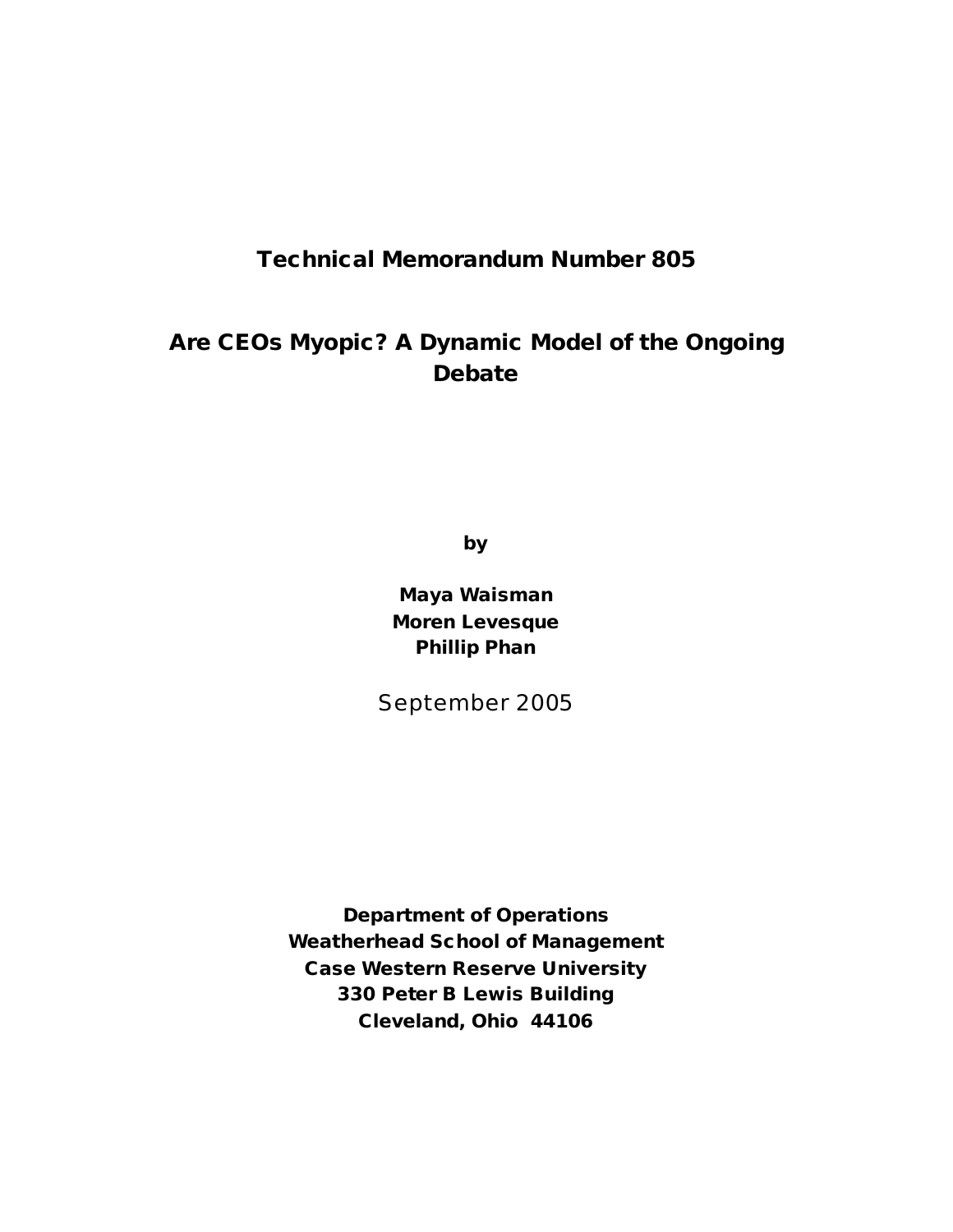**Technical Memorandum Number 805**

# Are CEOs Myopic? A Dynamic Model of the Ongoing Debate

**by**

**Maya Waisman**
**Moren Levesque**
**Phillip Phan**

September 2005

**Department of Operations**
**Weatherhead School of Management**
**Case Western Reserve University**
**330 Peter B Lewis Building**
**Cleveland, Ohio 44106**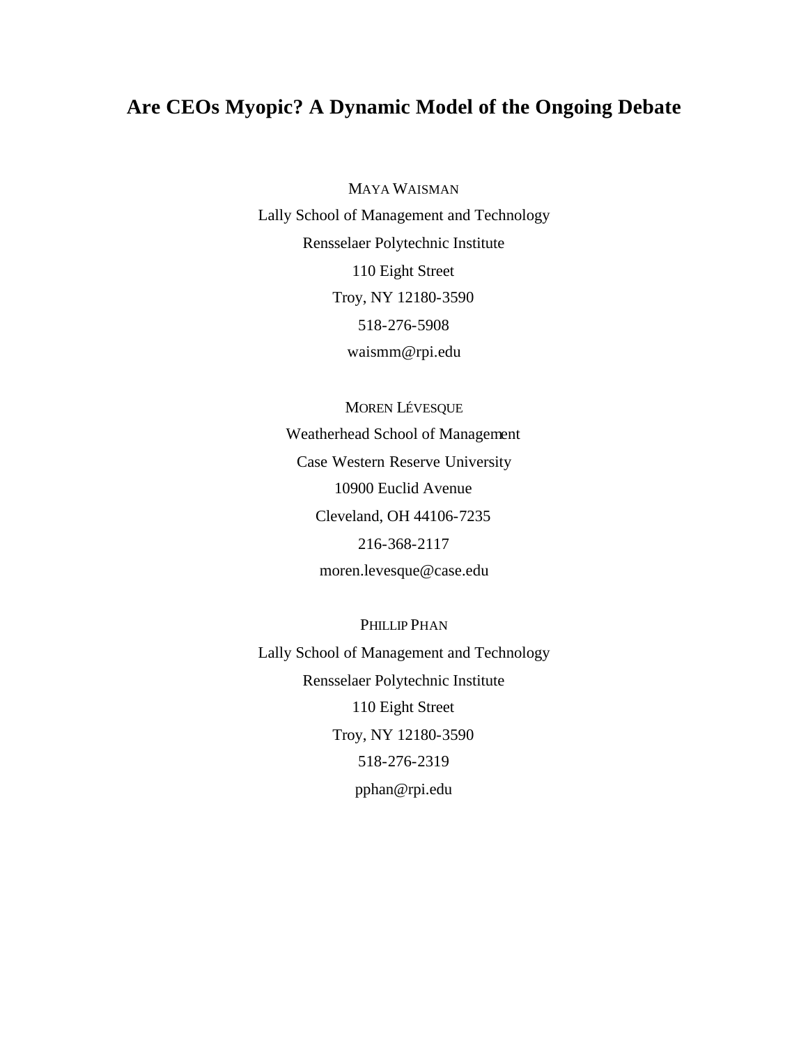# Are CEOs Myopic? A Dynamic Model of the Ongoing Debate

MAYA WAISMAN

Lally School of Management and Technology

Rensselaer Polytechnic Institute

110 Eight Street

Troy, NY 12180-3590

518-276-5908

waismm@rpi.edu

MOREN LÉVESQUE

Weatherhead School of Management

Case Western Reserve University

10900 Euclid Avenue

Cleveland, OH 44106-7235

216-368-2117

moren.levesque@case.edu

PHILLIP PHAN

Lally School of Management and Technology

Rensselaer Polytechnic Institute

110 Eight Street

Troy, NY 12180-3590

518-276-2319

pphan@rpi.edu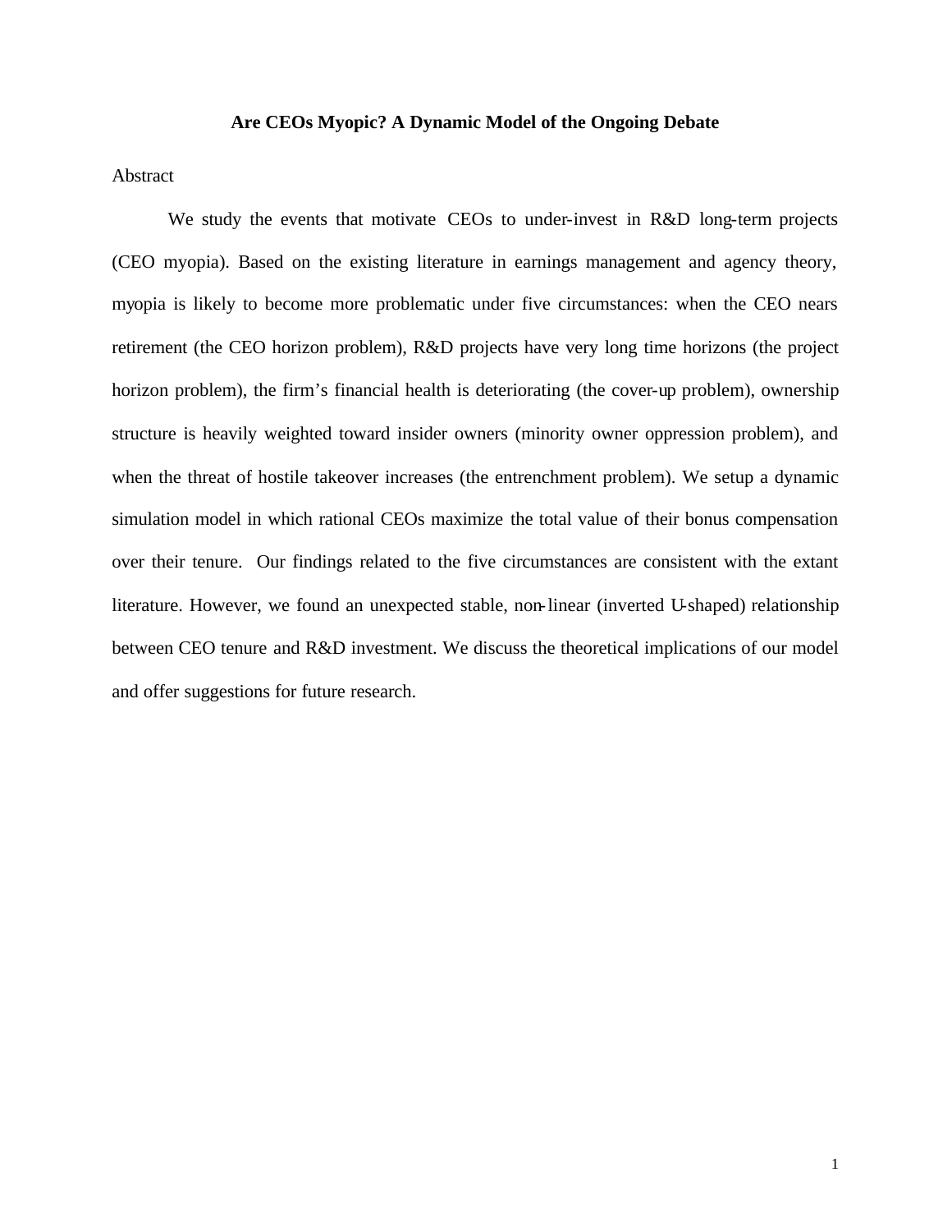# Are CEOs Myopic? A Dynamic Model of the Ongoing Debate

Abstract

We study the events that motivate CEOs to under-invest in R&D long-term projects (CEO myopia). Based on the existing literature in earnings management and agency theory, myopia is likely to become more problematic under five circumstances: when the CEO nears retirement (the CEO horizon problem), R&D projects have very long time horizons (the project horizon problem), the firm's financial health is deteriorating (the cover-up problem), ownership structure is heavily weighted toward insider owners (minority owner oppression problem), and when the threat of hostile takeover increases (the entrenchment problem). We setup a dynamic simulation model in which rational CEOs maximize the total value of their bonus compensation over their tenure. Our findings related to the five circumstances are consistent with the extant literature. However, we found an unexpected stable, non-linear (inverted U-shaped) relationship between CEO tenure and R&D investment. We discuss the theoretical implications of our model and offer suggestions for future research.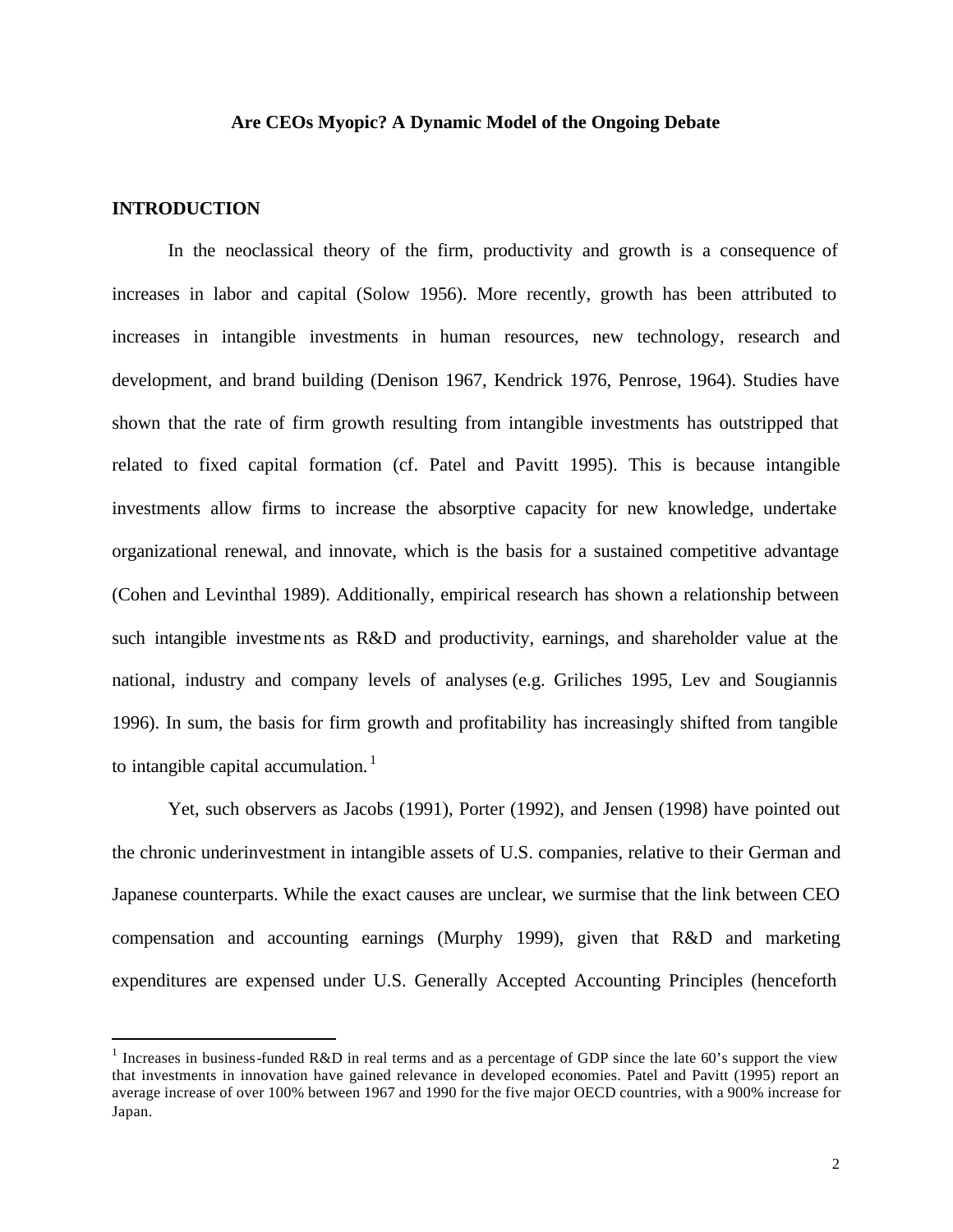**Are CEOs Myopic? A Dynamic Model of the Ongoing Debate**

## INTRODUCTION

In the neoclassical theory of the firm, productivity and growth is a consequence of increases in labor and capital (Solow 1956). More recently, growth has been attributed to increases in intangible investments in human resources, new technology, research and development, and brand building (Denison 1967, Kendrick 1976, Penrose, 1964). Studies have shown that the rate of firm growth resulting from intangible investments has outstripped that related to fixed capital formation (cf. Patel and Pavitt 1995). This is because intangible investments allow firms to increase the absorptive capacity for new knowledge, undertake organizational renewal, and innovate, which is the basis for a sustained competitive advantage (Cohen and Levinthal 1989). Additionally, empirical research has shown a relationship between such intangible investments as R&D and productivity, earnings, and shareholder value at the national, industry and company levels of analyses (e.g. Griliches 1995, Lev and Sougiannis 1996). In sum, the basis for firm growth and profitability has increasingly shifted from tangible to intangible capital accumulation.[1]

Yet, such observers as Jacobs (1991), Porter (1992), and Jensen (1998) have pointed out the chronic underinvestment in intangible assets of U.S. companies, relative to their German and Japanese counterparts. While the exact causes are unclear, we surmise that the link between CEO compensation and accounting earnings (Murphy 1999), given that R&D and marketing expenditures are expensed under U.S. Generally Accepted Accounting Principles (henceforth

[1] Increases in business-funded R&D in real terms and as a percentage of GDP since the late 60's support the view that investments in innovation have gained relevance in developed economies. Patel and Pavitt (1995) report an average increase of over 100% between 1967 and 1990 for the five major OECD countries, with a 900% increase for Japan.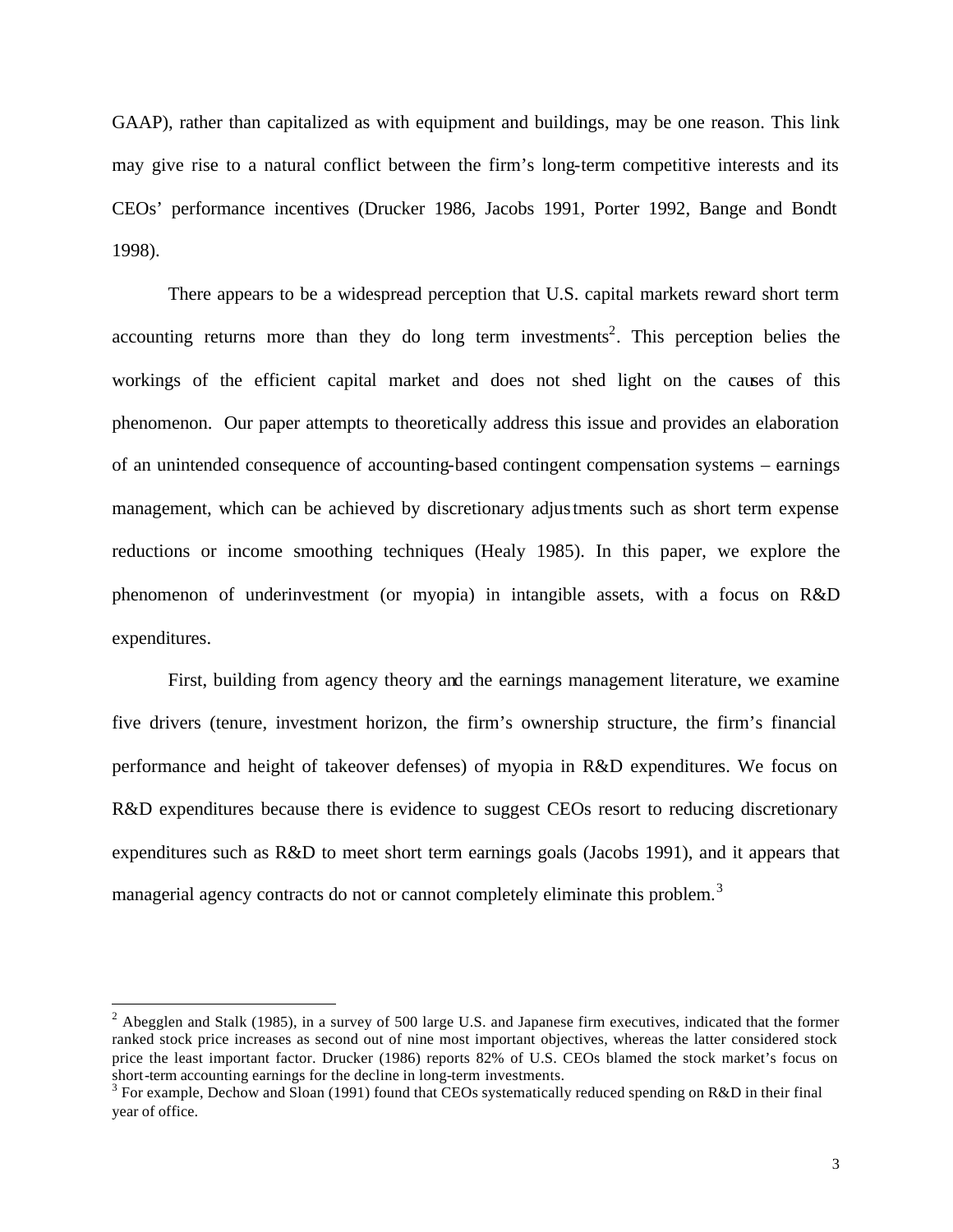GAAP), rather than capitalized as with equipment and buildings, may be one reason. This link may give rise to a natural conflict between the firm's long-term competitive interests and its CEOs' performance incentives (Drucker 1986, Jacobs 1991, Porter 1992, Bange and Bondt 1998).

There appears to be a widespread perception that U.S. capital markets reward short term accounting returns more than they do long term investments[2]. This perception belies the workings of the efficient capital market and does not shed light on the causes of this phenomenon. Our paper attempts to theoretically address this issue and provides an elaboration of an unintended consequence of accounting-based contingent compensation systems – earnings management, which can be achieved by discretionary adjustments such as short term expense reductions or income smoothing techniques (Healy 1985). In this paper, we explore the phenomenon of underinvestment (or myopia) in intangible assets, with a focus on R&D expenditures.

First, building from agency theory and the earnings management literature, we examine five drivers (tenure, investment horizon, the firm's ownership structure, the firm's financial performance and height of takeover defenses) of myopia in R&D expenditures. We focus on R&D expenditures because there is evidence to suggest CEOs resort to reducing discretionary expenditures such as R&D to meet short term earnings goals (Jacobs 1991), and it appears that managerial agency contracts do not or cannot completely eliminate this problem.[3]

---

[2] Abegglen and Stalk (1985), in a survey of 500 large U.S. and Japanese firm executives, indicated that the former ranked stock price increases as second out of nine most important objectives, whereas the latter considered stock price the least important factor. Drucker (1986) reports 82% of U.S. CEOs blamed the stock market's focus on short-term accounting earnings for the decline in long-term investments.

[3] For example, Dechow and Sloan (1991) found that CEOs systematically reduced spending on R&D in their final year of office.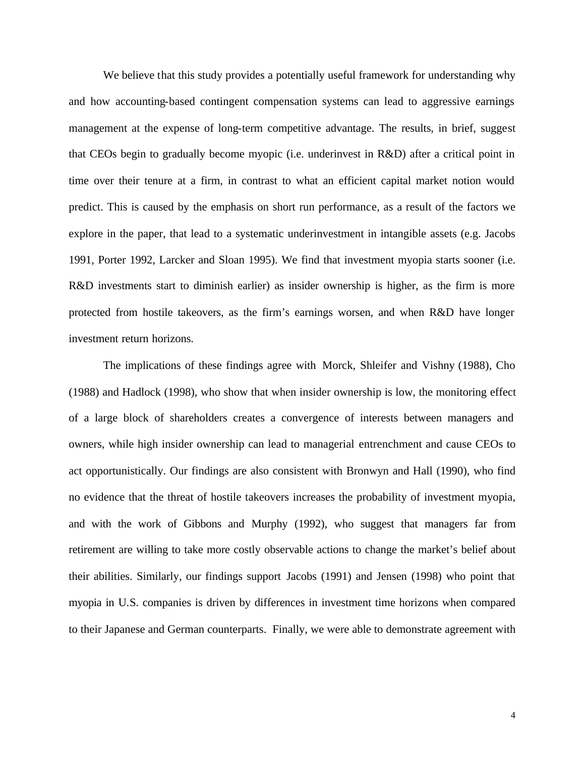We believe that this study provides a potentially useful framework for understanding why and how accounting-based contingent compensation systems can lead to aggressive earnings management at the expense of long-term competitive advantage. The results, in brief, suggest that CEOs begin to gradually become myopic (i.e. underinvest in R&D) after a critical point in time over their tenure at a firm, in contrast to what an efficient capital market notion would predict. This is caused by the emphasis on short run performance, as a result of the factors we explore in the paper, that lead to a systematic underinvestment in intangible assets (e.g. Jacobs 1991, Porter 1992, Larcker and Sloan 1995). We find that investment myopia starts sooner (i.e. R&D investments start to diminish earlier) as insider ownership is higher, as the firm is more protected from hostile takeovers, as the firm's earnings worsen, and when R&D have longer investment return horizons.

The implications of these findings agree with Morck, Shleifer and Vishny (1988), Cho (1988) and Hadlock (1998), who show that when insider ownership is low, the monitoring effect of a large block of shareholders creates a convergence of interests between managers and owners, while high insider ownership can lead to managerial entrenchment and cause CEOs to act opportunistically. Our findings are also consistent with Bronwyn and Hall (1990), who find no evidence that the threat of hostile takeovers increases the probability of investment myopia, and with the work of Gibbons and Murphy (1992), who suggest that managers far from retirement are willing to take more costly observable actions to change the market's belief about their abilities. Similarly, our findings support Jacobs (1991) and Jensen (1998) who point that myopia in U.S. companies is driven by differences in investment time horizons when compared to their Japanese and German counterparts. Finally, we were able to demonstrate agreement with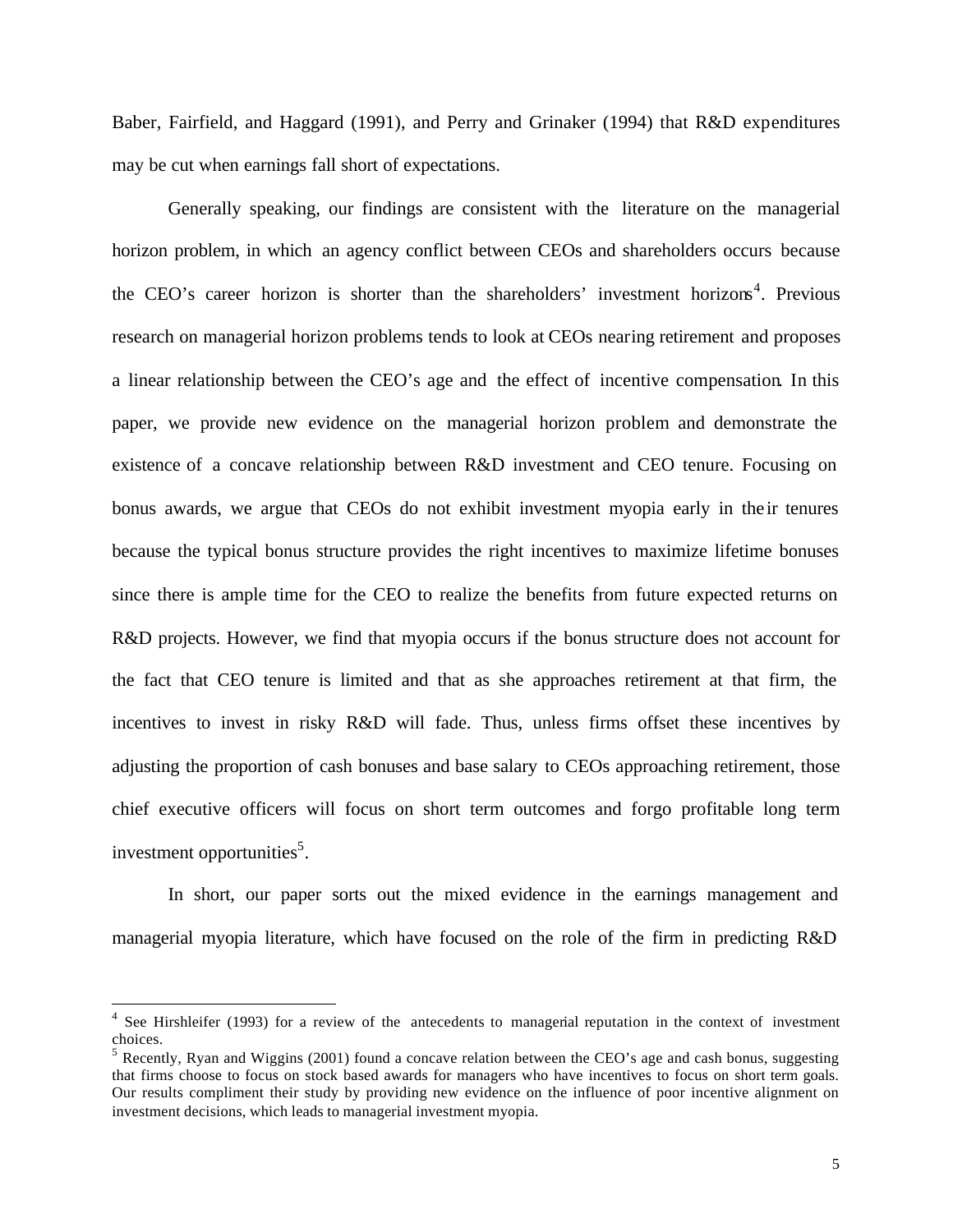Baber, Fairfield, and Haggard (1991), and Perry and Grinaker (1994) that R&D expenditures may be cut when earnings fall short of expectations.

Generally speaking, our findings are consistent with the literature on the managerial horizon problem, in which an agency conflict between CEOs and shareholders occurs because the CEO's career horizon is shorter than the shareholders' investment horizons[4]. Previous research on managerial horizon problems tends to look at CEOs nearing retirement and proposes a linear relationship between the CEO's age and the effect of incentive compensation. In this paper, we provide new evidence on the managerial horizon problem and demonstrate the existence of a concave relationship between R&D investment and CEO tenure. Focusing on bonus awards, we argue that CEOs do not exhibit investment myopia early in their tenures because the typical bonus structure provides the right incentives to maximize lifetime bonuses since there is ample time for the CEO to realize the benefits from future expected returns on R&D projects. However, we find that myopia occurs if the bonus structure does not account for the fact that CEO tenure is limited and that as she approaches retirement at that firm, the incentives to invest in risky R&D will fade. Thus, unless firms offset these incentives by adjusting the proportion of cash bonuses and base salary to CEOs approaching retirement, those chief executive officers will focus on short term outcomes and forgo profitable long term investment opportunities[5].

In short, our paper sorts out the mixed evidence in the earnings management and managerial myopia literature, which have focused on the role of the firm in predicting R&D

---

[4] See Hirshleifer (1993) for a review of the antecedents to managerial reputation in the context of investment choices.

[5] Recently, Ryan and Wiggins (2001) found a concave relation between the CEO's age and cash bonus, suggesting that firms choose to focus on stock based awards for managers who have incentives to focus on short term goals. Our results compliment their study by providing new evidence on the influence of poor incentive alignment on investment decisions, which leads to managerial investment myopia.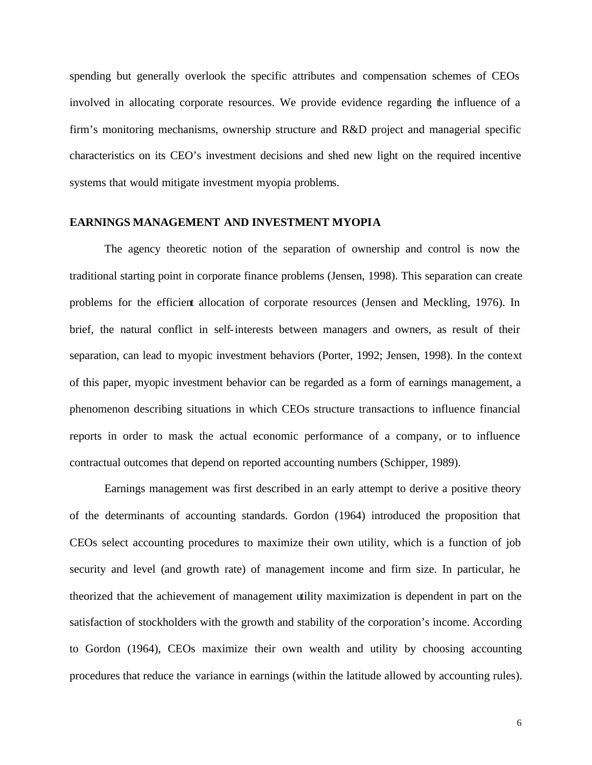spending but generally overlook the specific attributes and compensation schemes of CEOs involved in allocating corporate resources. We provide evidence regarding the influence of a firm's monitoring mechanisms, ownership structure and R&D project and managerial specific characteristics on its CEO's investment decisions and shed new light on the required incentive systems that would mitigate investment myopia problems.

## EARNINGS MANAGEMENT AND INVESTMENT MYOPIA

The agency theoretic notion of the separation of ownership and control is now the traditional starting point in corporate finance problems (Jensen, 1998). This separation can create problems for the efficient allocation of corporate resources (Jensen and Meckling, 1976). In brief, the natural conflict in self-interests between managers and owners, as result of their separation, can lead to myopic investment behaviors (Porter, 1992; Jensen, 1998). In the context of this paper, myopic investment behavior can be regarded as a form of earnings management, a phenomenon describing situations in which CEOs structure transactions to influence financial reports in order to mask the actual economic performance of a company, or to influence contractual outcomes that depend on reported accounting numbers (Schipper, 1989).

Earnings management was first described in an early attempt to derive a positive theory of the determinants of accounting standards. Gordon (1964) introduced the proposition that CEOs select accounting procedures to maximize their own utility, which is a function of job security and level (and growth rate) of management income and firm size. In particular, he theorized that the achievement of management utility maximization is dependent in part on the satisfaction of stockholders with the growth and stability of the corporation's income. According to Gordon (1964), CEOs maximize their own wealth and utility by choosing accounting procedures that reduce the variance in earnings (within the latitude allowed by accounting rules).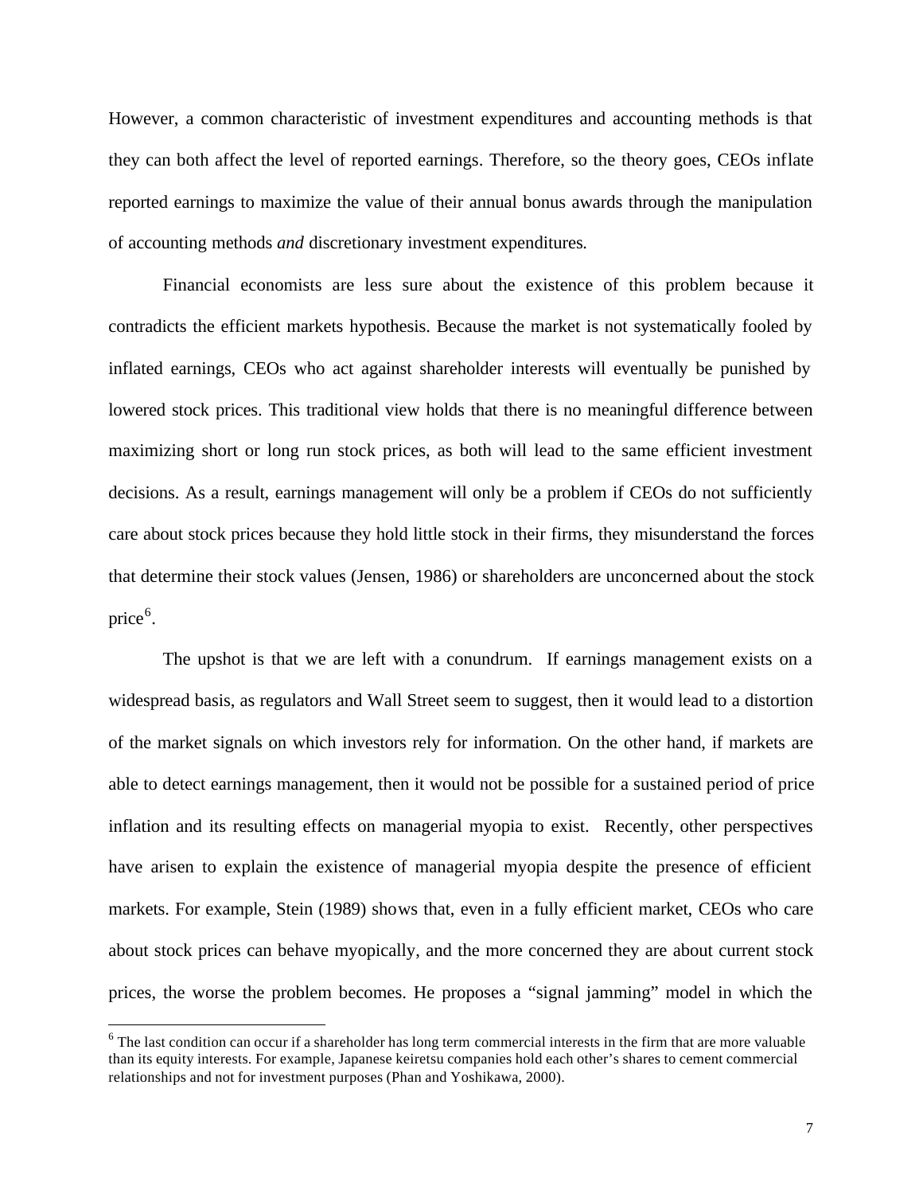However, a common characteristic of investment expenditures and accounting methods is that they can both affect the level of reported earnings. Therefore, so the theory goes, CEOs inflate reported earnings to maximize the value of their annual bonus awards through the manipulation of accounting methods *and* discretionary investment expenditures.

Financial economists are less sure about the existence of this problem because it contradicts the efficient markets hypothesis. Because the market is not systematically fooled by inflated earnings, CEOs who act against shareholder interests will eventually be punished by lowered stock prices. This traditional view holds that there is no meaningful difference between maximizing short or long run stock prices, as both will lead to the same efficient investment decisions. As a result, earnings management will only be a problem if CEOs do not sufficiently care about stock prices because they hold little stock in their firms, they misunderstand the forces that determine their stock values (Jensen, 1986) or shareholders are unconcerned about the stock price[6].

The upshot is that we are left with a conundrum. If earnings management exists on a widespread basis, as regulators and Wall Street seem to suggest, then it would lead to a distortion of the market signals on which investors rely for information. On the other hand, if markets are able to detect earnings management, then it would not be possible for a sustained period of price inflation and its resulting effects on managerial myopia to exist. Recently, other perspectives have arisen to explain the existence of managerial myopia despite the presence of efficient markets. For example, Stein (1989) shows that, even in a fully efficient market, CEOs who care about stock prices can behave myopically, and the more concerned they are about current stock prices, the worse the problem becomes. He proposes a "signal jamming" model in which the

[6] The last condition can occur if a shareholder has long term commercial interests in the firm that are more valuable than its equity interests. For example, Japanese keiretsu companies hold each other's shares to cement commercial relationships and not for investment purposes (Phan and Yoshikawa, 2000).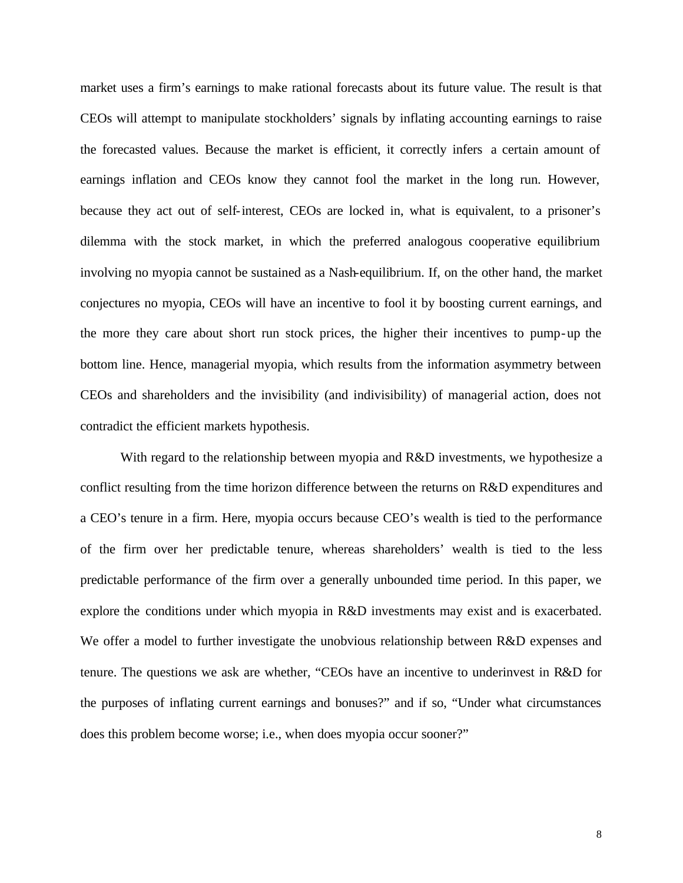market uses a firm's earnings to make rational forecasts about its future value. The result is that CEOs will attempt to manipulate stockholders' signals by inflating accounting earnings to raise the forecasted values. Because the market is efficient, it correctly infers a certain amount of earnings inflation and CEOs know they cannot fool the market in the long run. However, because they act out of self-interest, CEOs are locked in, what is equivalent, to a prisoner's dilemma with the stock market, in which the preferred analogous cooperative equilibrium involving no myopia cannot be sustained as a Nash-equilibrium. If, on the other hand, the market conjectures no myopia, CEOs will have an incentive to fool it by boosting current earnings, and the more they care about short run stock prices, the higher their incentives to pump-up the bottom line. Hence, managerial myopia, which results from the information asymmetry between CEOs and shareholders and the invisibility (and indivisibility) of managerial action, does not contradict the efficient markets hypothesis.

With regard to the relationship between myopia and R&D investments, we hypothesize a conflict resulting from the time horizon difference between the returns on R&D expenditures and a CEO's tenure in a firm. Here, myopia occurs because CEO's wealth is tied to the performance of the firm over her predictable tenure, whereas shareholders' wealth is tied to the less predictable performance of the firm over a generally unbounded time period. In this paper, we explore the conditions under which myopia in R&D investments may exist and is exacerbated. We offer a model to further investigate the unobvious relationship between R&D expenses and tenure. The questions we ask are whether, "CEOs have an incentive to underinvest in R&D for the purposes of inflating current earnings and bonuses?" and if so, "Under what circumstances does this problem become worse; i.e., when does myopia occur sooner?"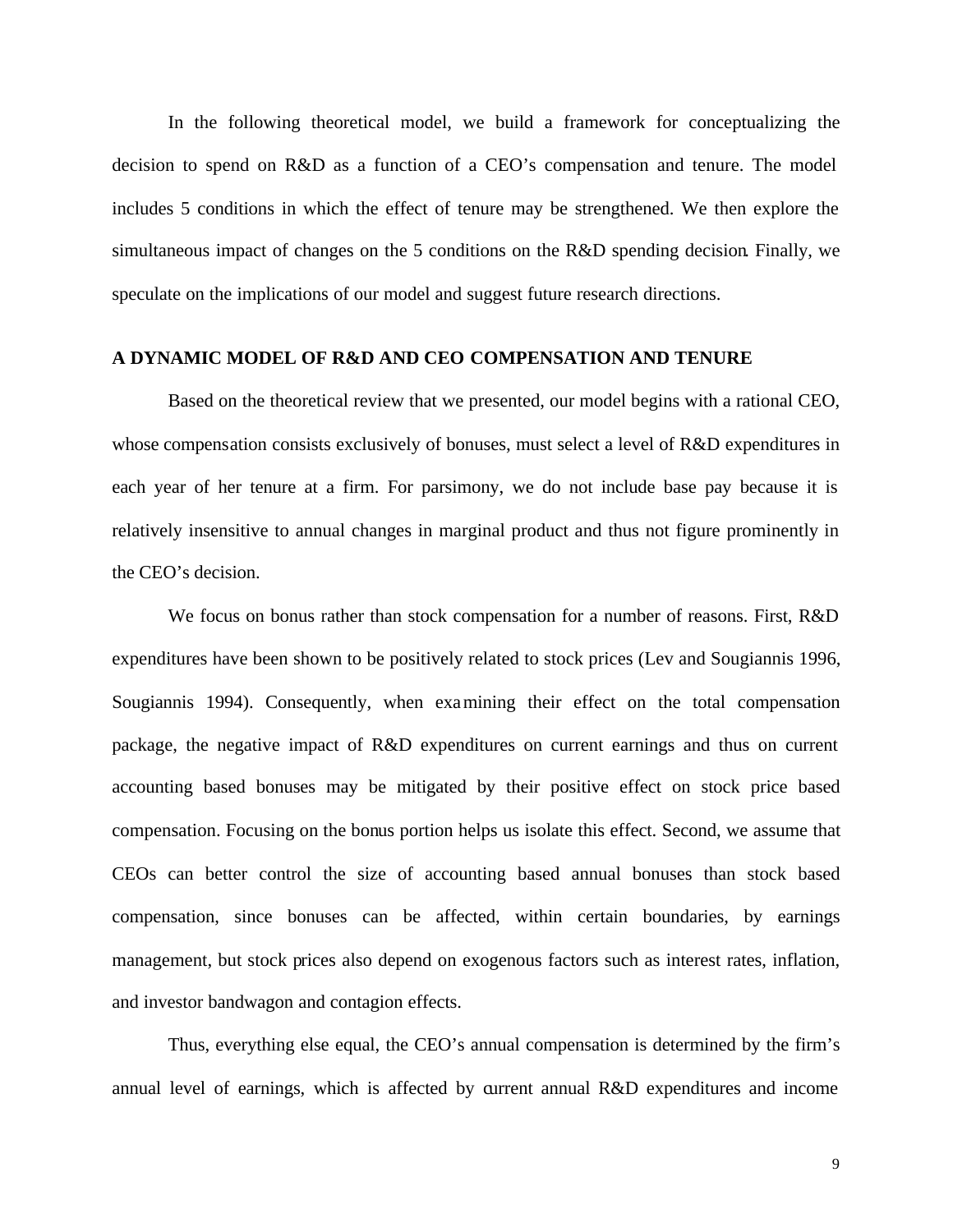In the following theoretical model, we build a framework for conceptualizing the decision to spend on R&D as a function of a CEO's compensation and tenure. The model includes 5 conditions in which the effect of tenure may be strengthened. We then explore the simultaneous impact of changes on the 5 conditions on the R&D spending decision. Finally, we speculate on the implications of our model and suggest future research directions.

## A DYNAMIC MODEL OF R&D AND CEO COMPENSATION AND TENURE

Based on the theoretical review that we presented, our model begins with a rational CEO, whose compensation consists exclusively of bonuses, must select a level of R&D expenditures in each year of her tenure at a firm. For parsimony, we do not include base pay because it is relatively insensitive to annual changes in marginal product and thus not figure prominently in the CEO's decision.

We focus on bonus rather than stock compensation for a number of reasons. First, R&D expenditures have been shown to be positively related to stock prices (Lev and Sougiannis 1996, Sougiannis 1994). Consequently, when examining their effect on the total compensation package, the negative impact of R&D expenditures on current earnings and thus on current accounting based bonuses may be mitigated by their positive effect on stock price based compensation. Focusing on the bonus portion helps us isolate this effect. Second, we assume that CEOs can better control the size of accounting based annual bonuses than stock based compensation, since bonuses can be affected, within certain boundaries, by earnings management, but stock prices also depend on exogenous factors such as interest rates, inflation, and investor bandwagon and contagion effects.

Thus, everything else equal, the CEO's annual compensation is determined by the firm's annual level of earnings, which is affected by current annual R&D expenditures and income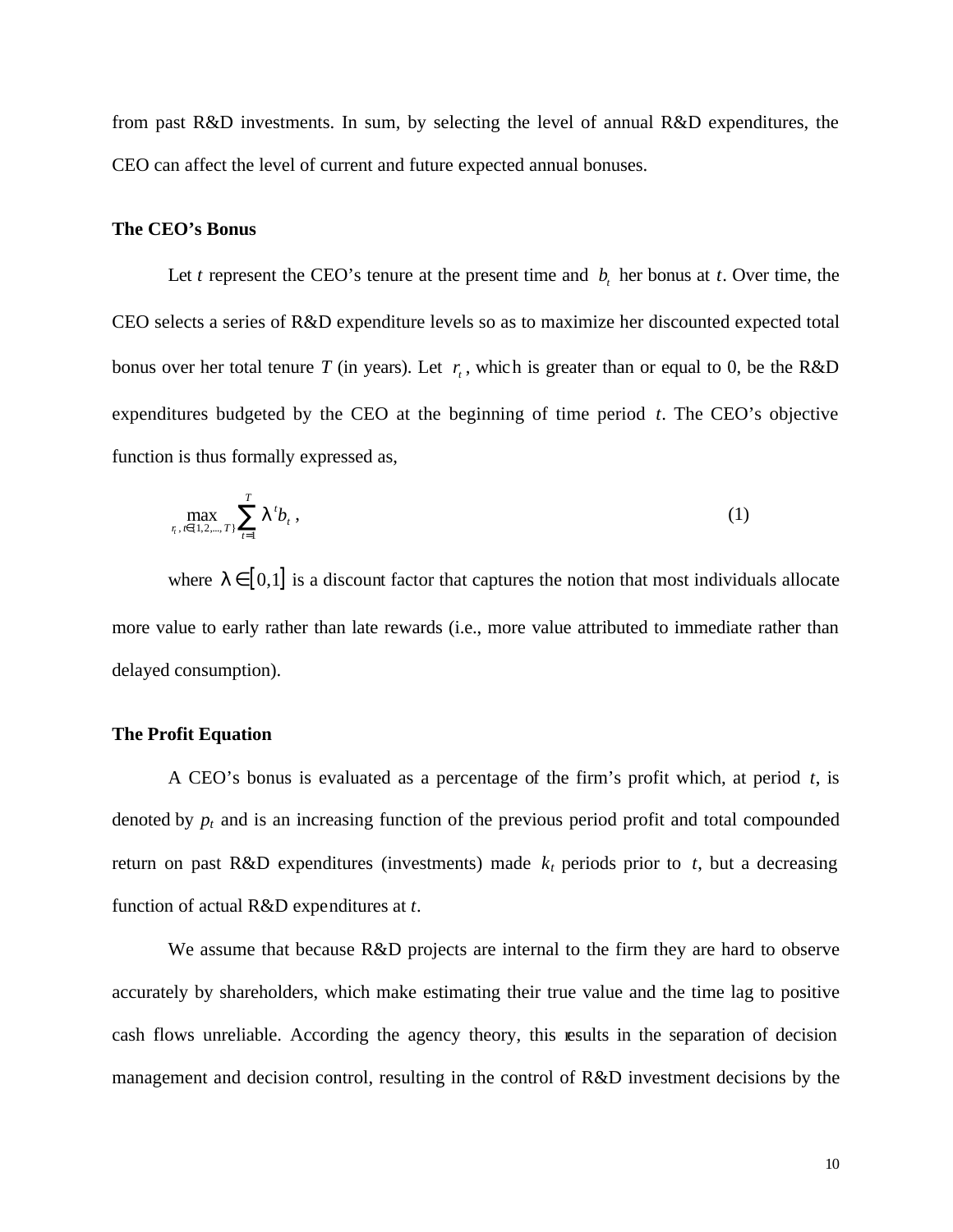from past R&D investments. In sum, by selecting the level of annual R&D expenditures, the CEO can affect the level of current and future expected annual bonuses.

### The CEO's Bonus

Let $t$ represent the CEO's tenure at the present time and $b_t$ her bonus at $t$. Over time, the CEO selects a series of R&D expenditure levels so as to maximize her discounted expected total bonus over her total tenure $T$ (in years). Let $r_t$, which is greater than or equal to 0, be the R&D expenditures budgeted by the CEO at the beginning of time period $t$. The CEO's objective function is thus formally expressed as,

$$\max_{r_t,\, t \in \{1,2,\ldots,T\}} \sum_{t=1}^{T} \lambda^t b_t \,, \tag{1}$$

where $\lambda \in [0,1]$ is a discount factor that captures the notion that most individuals allocate more value to early rather than late rewards (i.e., more value attributed to immediate rather than delayed consumption).

### The Profit Equation

A CEO's bonus is evaluated as a percentage of the firm's profit which, at period $t$, is denoted by $p_t$ and is an increasing function of the previous period profit and total compounded return on past R&D expenditures (investments) made $k_t$ periods prior to $t$, but a decreasing function of actual R&D expenditures at $t$.

We assume that because R&D projects are internal to the firm they are hard to observe accurately by shareholders, which make estimating their true value and the time lag to positive cash flows unreliable. According the agency theory, this results in the separation of decision management and decision control, resulting in the control of R&D investment decisions by the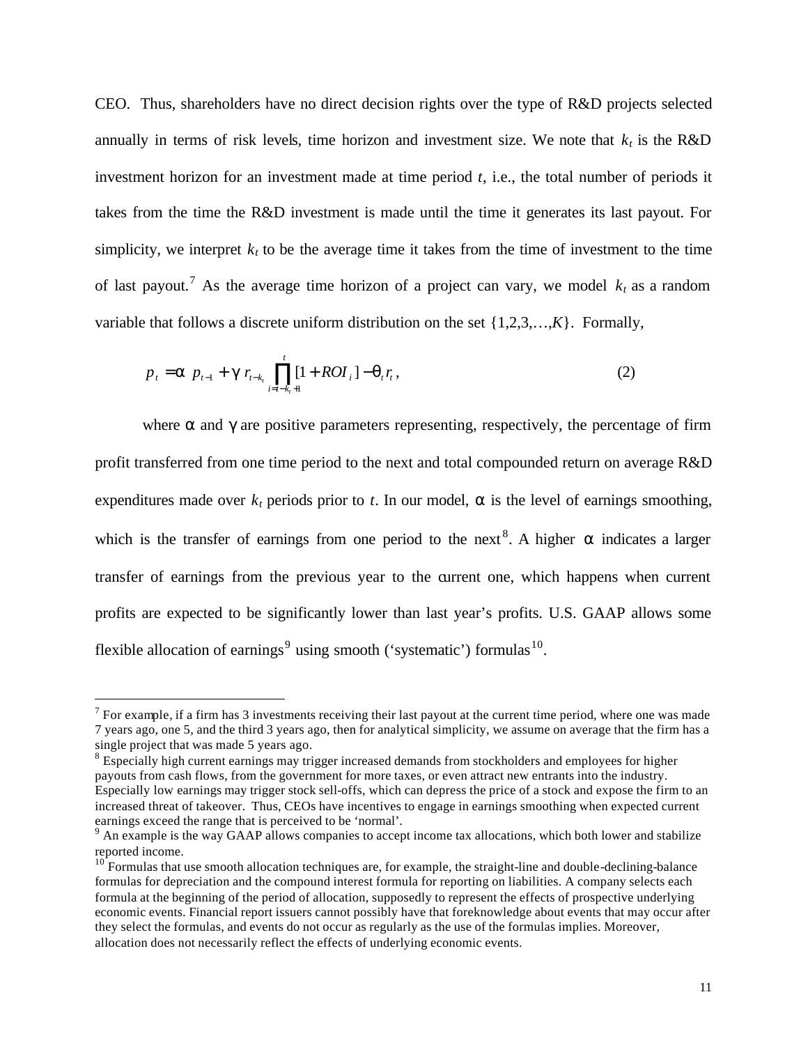CEO. Thus, shareholders have no direct decision rights over the type of R&D projects selected annually in terms of risk levels, time horizon and investment size. We note that $k_t$ is the R&D investment horizon for an investment made at time period $t$, i.e., the total number of periods it takes from the time the R&D investment is made until the time it generates its last payout. For simplicity, we interpret $k_t$ to be the average time it takes from the time of investment to the time of last payout.[7] As the average time horizon of a project can vary, we model $k_t$ as a random variable that follows a discrete uniform distribution on the set $\{1,2,3,\ldots,K\}$. Formally,

$$p_t = \alpha \; p_{t-1} + \gamma \; r_{t-k_t} \prod_{i=t-k_t+1}^{t} [1 + ROI_i] - \theta_t r_t \,, \tag{2}$$

where $\alpha$ and $\gamma$ are positive parameters representing, respectively, the percentage of firm profit transferred from one time period to the next and total compounded return on average R&D expenditures made over $k_t$ periods prior to $t$. In our model, $\alpha$ is the level of earnings smoothing, which is the transfer of earnings from one period to the next[8]. A higher $\alpha$ indicates a larger transfer of earnings from the previous year to the current one, which happens when current profits are expected to be significantly lower than last year's profits. U.S. GAAP allows some flexible allocation of earnings[9] using smooth ('systematic') formulas[10].

---

[7] For example, if a firm has 3 investments receiving their last payout at the current time period, where one was made 7 years ago, one 5, and the third 3 years ago, then for analytical simplicity, we assume on average that the firm has a single project that was made 5 years ago.

[8] Especially high current earnings may trigger increased demands from stockholders and employees for higher payouts from cash flows, from the government for more taxes, or even attract new entrants into the industry. Especially low earnings may trigger stock sell-offs, which can depress the price of a stock and expose the firm to an increased threat of takeover. Thus, CEOs have incentives to engage in earnings smoothing when expected current earnings exceed the range that is perceived to be 'normal'.

[9] An example is the way GAAP allows companies to accept income tax allocations, which both lower and stabilize reported income.

[10] Formulas that use smooth allocation techniques are, for example, the straight-line and double-declining-balance formulas for depreciation and the compound interest formula for reporting on liabilities. A company selects each formula at the beginning of the period of allocation, supposedly to represent the effects of prospective underlying economic events. Financial report issuers cannot possibly have that foreknowledge about events that may occur after they select the formulas, and events do not occur as regularly as the use of the formulas implies. Moreover, allocation does not necessarily reflect the effects of underlying economic events.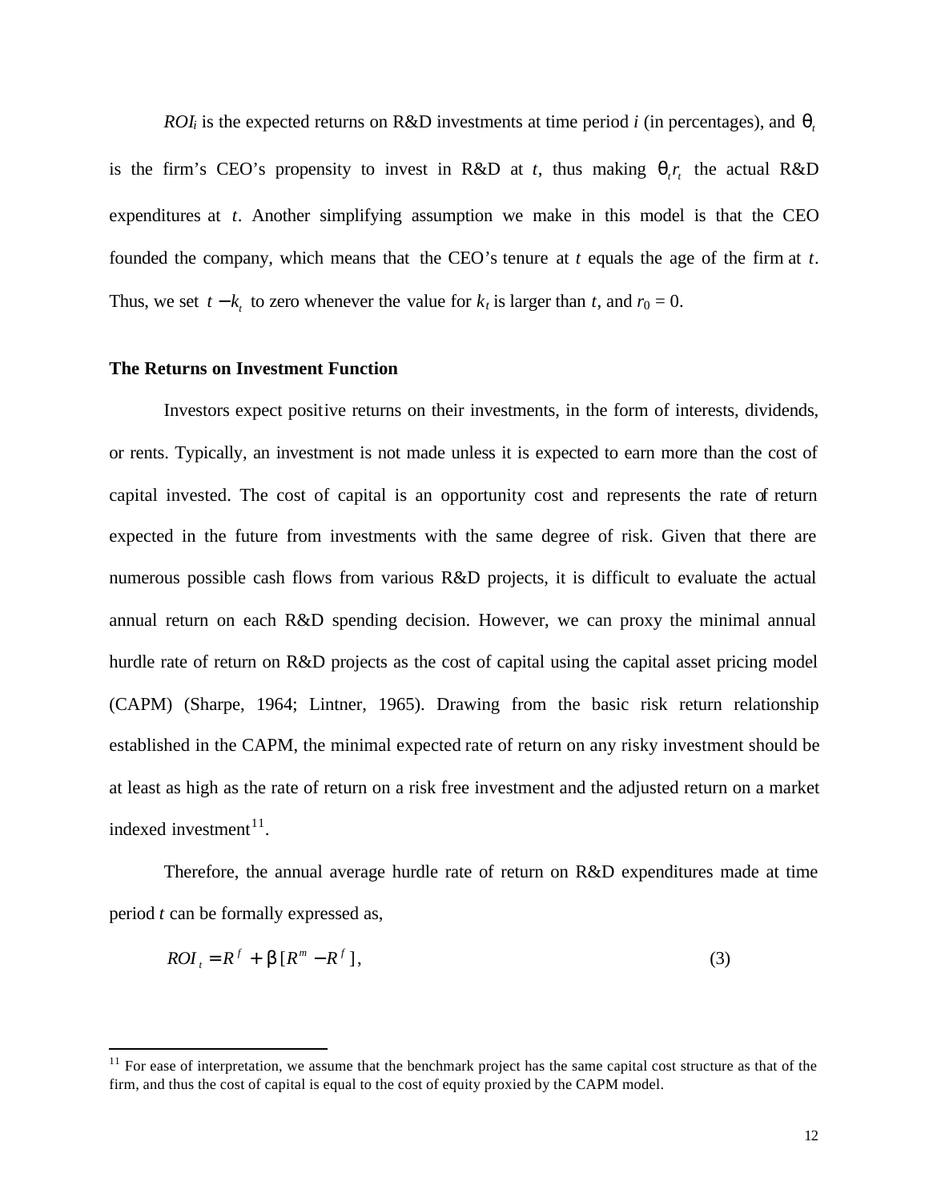$ROI_i$ is the expected returns on R&D investments at time period $i$ (in percentages), and $\theta_t$ is the firm's CEO's propensity to invest in R&D at $t$, thus making $\theta_t r_t$ the actual R&D expenditures at $t$. Another simplifying assumption we make in this model is that the CEO founded the company, which means that the CEO's tenure at $t$ equals the age of the firm at $t$. Thus, we set $t - k_t$ to zero whenever the value for $k_t$ is larger than $t$, and $r_0 = 0$.

### The Returns on Investment Function

Investors expect positive returns on their investments, in the form of interests, dividends, or rents. Typically, an investment is not made unless it is expected to earn more than the cost of capital invested. The cost of capital is an opportunity cost and represents the rate of return expected in the future from investments with the same degree of risk. Given that there are numerous possible cash flows from various R&D projects, it is difficult to evaluate the actual annual return on each R&D spending decision. However, we can proxy the minimal annual hurdle rate of return on R&D projects as the cost of capital using the capital asset pricing model (CAPM) (Sharpe, 1964; Lintner, 1965). Drawing from the basic risk return relationship established in the CAPM, the minimal expected rate of return on any risky investment should be at least as high as the rate of return on a risk free investment and the adjusted return on a market indexed investment[11].

Therefore, the annual average hurdle rate of return on R&D expenditures made at time period $t$ can be formally expressed as,

$$ROI_t = R^f + \beta\,[R^m - R^f], \tag{3}$$

[11] For ease of interpretation, we assume that the benchmark project has the same capital cost structure as that of the firm, and thus the cost of capital is equal to the cost of equity proxied by the CAPM model.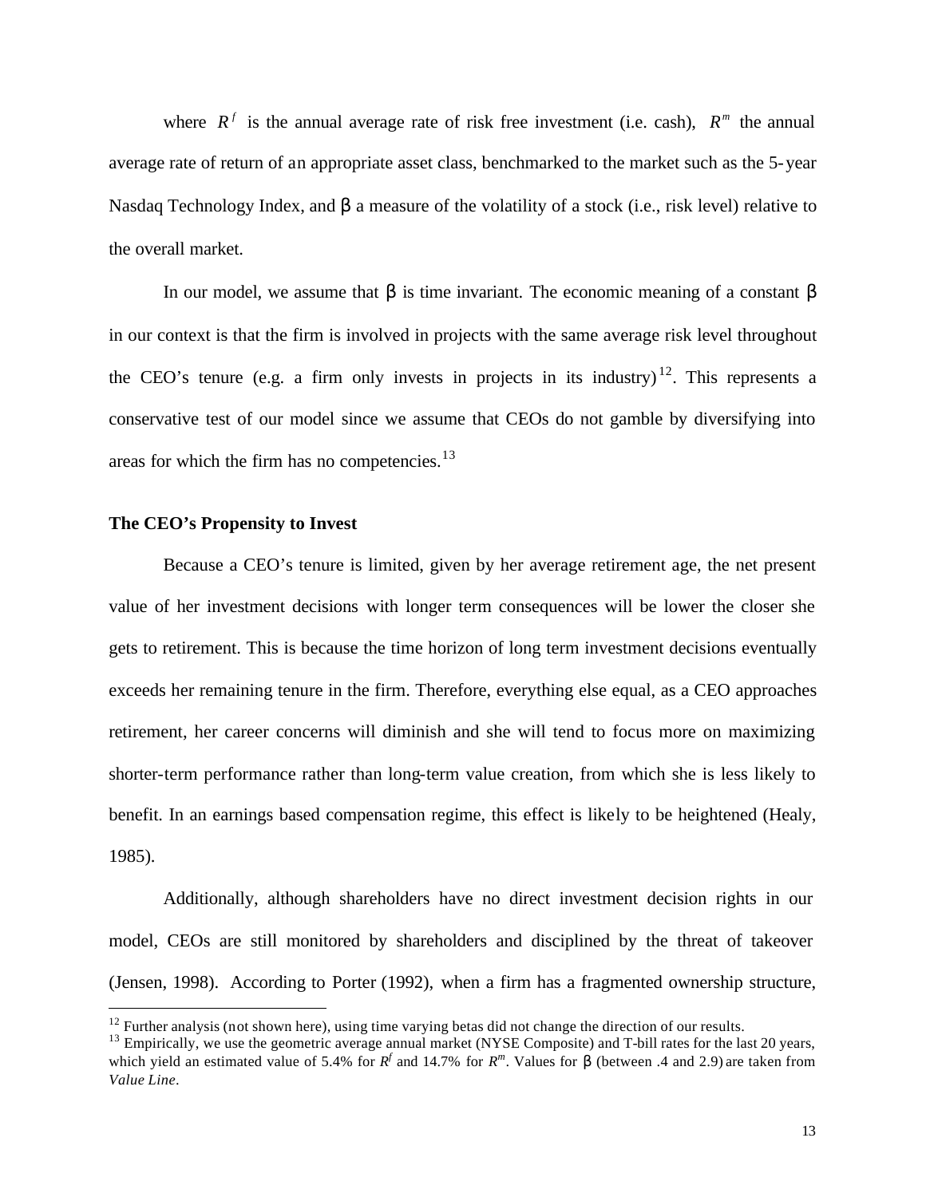where $R^f$ is the annual average rate of risk free investment (i.e. cash), $R^m$ the annual average rate of return of an appropriate asset class, benchmarked to the market such as the 5-year Nasdaq Technology Index, and $\beta$ a measure of the volatility of a stock (i.e., risk level) relative to the overall market.

In our model, we assume that $\beta$ is time invariant. The economic meaning of a constant $\beta$ in our context is that the firm is involved in projects with the same average risk level throughout the CEO's tenure (e.g. a firm only invests in projects in its industry)[12]. This represents a conservative test of our model since we assume that CEOs do not gamble by diversifying into areas for which the firm has no competencies.[13]

**The CEO's Propensity to Invest**

Because a CEO's tenure is limited, given by her average retirement age, the net present value of her investment decisions with longer term consequences will be lower the closer she gets to retirement. This is because the time horizon of long term investment decisions eventually exceeds her remaining tenure in the firm. Therefore, everything else equal, as a CEO approaches retirement, her career concerns will diminish and she will tend to focus more on maximizing shorter-term performance rather than long-term value creation, from which she is less likely to benefit. In an earnings based compensation regime, this effect is likely to be heightened (Healy, 1985).

Additionally, although shareholders have no direct investment decision rights in our model, CEOs are still monitored by shareholders and disciplined by the threat of takeover (Jensen, 1998). According to Porter (1992), when a firm has a fragmented ownership structure,

---

[12] Further analysis (not shown here), using time varying betas did not change the direction of our results.

[13] Empirically, we use the geometric average annual market (NYSE Composite) and T-bill rates for the last 20 years, which yield an estimated value of 5.4% for $R^f$ and 14.7% for $R^m$. Values for $\beta$ (between .4 and 2.9) are taken from *Value Line*.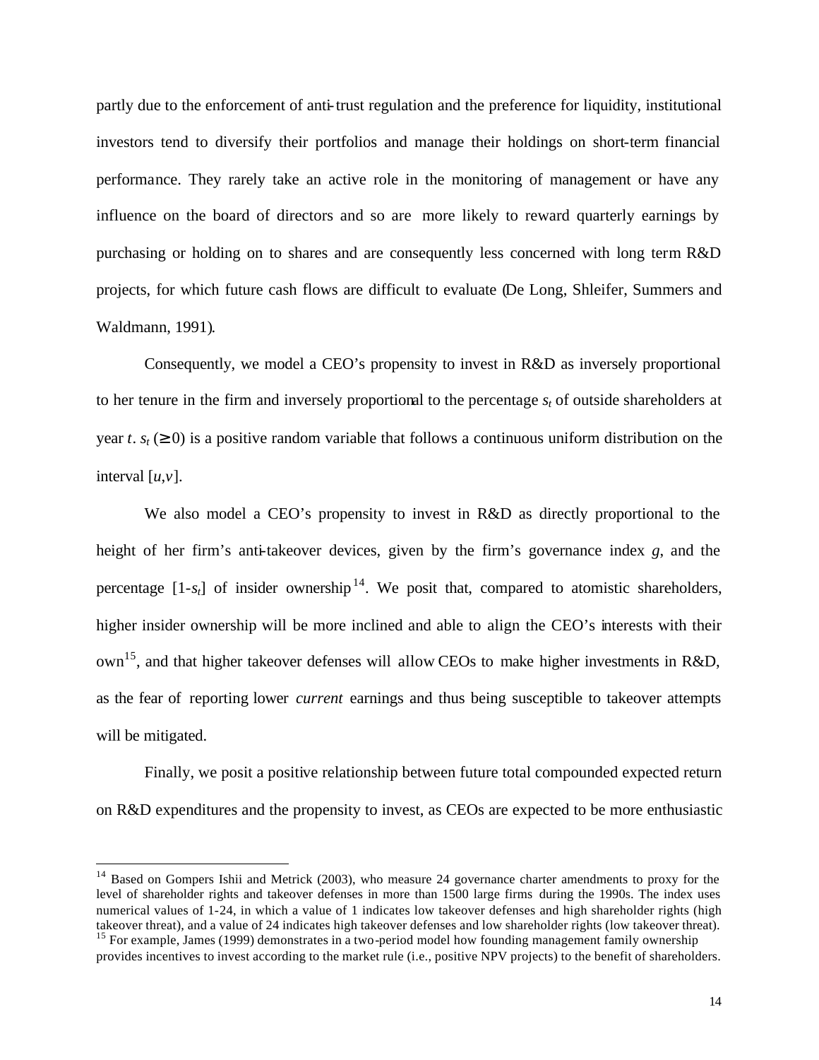partly due to the enforcement of anti-trust regulation and the preference for liquidity, institutional investors tend to diversify their portfolios and manage their holdings on short-term financial performance. They rarely take an active role in the monitoring of management or have any influence on the board of directors and so are more likely to reward quarterly earnings by purchasing or holding on to shares and are consequently less concerned with long term R&D projects, for which future cash flows are difficult to evaluate (De Long, Shleifer, Summers and Waldmann, 1991).

Consequently, we model a CEO's propensity to invest in R&D as inversely proportional to her tenure in the firm and inversely proportional to the percentage $s_t$ of outside shareholders at year $t$. $s_t$ ($\geq 0$) is a positive random variable that follows a continuous uniform distribution on the interval $[u,v]$.

We also model a CEO's propensity to invest in R&D as directly proportional to the height of her firm's anti-takeover devices, given by the firm's governance index $g$, and the percentage $[1-s_t]$ of insider ownership[14]. We posit that, compared to atomistic shareholders, higher insider ownership will be more inclined and able to align the CEO's interests with their own[15], and that higher takeover defenses will allow CEOs to make higher investments in R&D, as the fear of reporting lower *current* earnings and thus being susceptible to takeover attempts will be mitigated.

Finally, we posit a positive relationship between future total compounded expected return on R&D expenditures and the propensity to invest, as CEOs are expected to be more enthusiastic

---

[14] Based on Gompers Ishii and Metrick (2003), who measure 24 governance charter amendments to proxy for the level of shareholder rights and takeover defenses in more than 1500 large firms during the 1990s. The index uses numerical values of 1-24, in which a value of 1 indicates low takeover defenses and high shareholder rights (high takeover threat), and a value of 24 indicates high takeover defenses and low shareholder rights (low takeover threat).

[15] For example, James (1999) demonstrates in a two-period model how founding management family ownership provides incentives to invest according to the market rule (i.e., positive NPV projects) to the benefit of shareholders.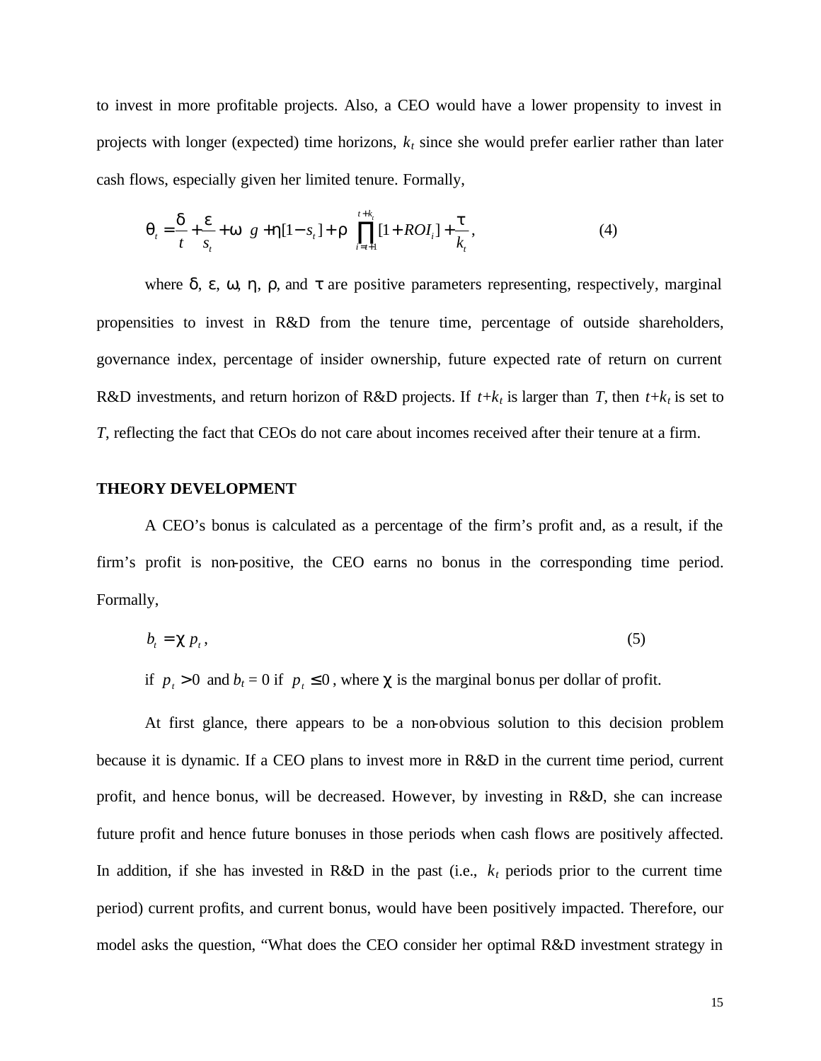to invest in more profitable projects. Also, a CEO would have a lower propensity to invest in projects with longer (expected) time horizons, $k_t$ since she would prefer earlier rather than later cash flows, especially given her limited tenure. Formally,

$$\theta_t = \frac{\delta}{t} + \frac{\varepsilon}{s_t} + \omega \ g + \eta[1 - s_t] + \rho \prod_{i=t+1}^{t+k_t} [1 + ROI_i] + \frac{\tau}{k_t}, \tag{4}$$

where $\delta$, $\varepsilon$, $\omega$, $\eta$, $\rho$, and $\tau$ are positive parameters representing, respectively, marginal propensities to invest in R&D from the tenure time, percentage of outside shareholders, governance index, percentage of insider ownership, future expected rate of return on current R&D investments, and return horizon of R&D projects. If $t+k_t$ is larger than $T$, then $t+k_t$ is set to $T$, reflecting the fact that CEOs do not care about incomes received after their tenure at a firm.

**THEORY DEVELOPMENT**

A CEO's bonus is calculated as a percentage of the firm's profit and, as a result, if the firm's profit is non-positive, the CEO earns no bonus in the corresponding time period. Formally,

$$b_t = \chi \ p_t, \tag{5}$$

if $p_t > 0$ and $b_t = 0$ if $p_t \leq 0$, where $\chi$ is the marginal bonus per dollar of profit.

At first glance, there appears to be a non-obvious solution to this decision problem because it is dynamic. If a CEO plans to invest more in R&D in the current time period, current profit, and hence bonus, will be decreased. However, by investing in R&D, she can increase future profit and hence future bonuses in those periods when cash flows are positively affected. In addition, if she has invested in R&D in the past (i.e., $k_t$ periods prior to the current time period) current profits, and current bonus, would have been positively impacted. Therefore, our model asks the question, "What does the CEO consider her optimal R&D investment strategy in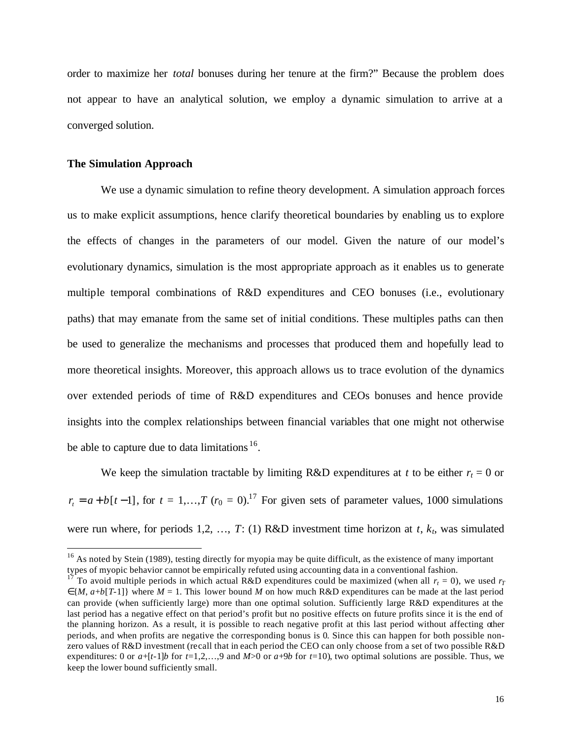order to maximize her *total* bonuses during her tenure at the firm?" Because the problem does not appear to have an analytical solution, we employ a dynamic simulation to arrive at a converged solution.

**The Simulation Approach**

We use a dynamic simulation to refine theory development. A simulation approach forces us to make explicit assumptions, hence clarify theoretical boundaries by enabling us to explore the effects of changes in the parameters of our model. Given the nature of our model's evolutionary dynamics, simulation is the most appropriate approach as it enables us to generate multiple temporal combinations of R&D expenditures and CEO bonuses (i.e., evolutionary paths) that may emanate from the same set of initial conditions. These multiples paths can then be used to generalize the mechanisms and processes that produced them and hopefully lead to more theoretical insights. Moreover, this approach allows us to trace evolution of the dynamics over extended periods of time of R&D expenditures and CEOs bonuses and hence provide insights into the complex relationships between financial variables that one might not otherwise be able to capture due to data limitations[16].

We keep the simulation tractable by limiting R&D expenditures at $t$ to be either $r_t = 0$ or $r_t = a + b[t-1]$, for $t = 1,\ldots,T$ ($r_0 = 0$).[17] For given sets of parameter values, 1000 simulations were run where, for periods 1,2, …, $T$: (1) R&D investment time horizon at $t$, $k_t$, was simulated

[16] As noted by Stein (1989), testing directly for myopia may be quite difficult, as the existence of many important types of myopic behavior cannot be empirically refuted using accounting data in a conventional fashion.

[17] To avoid multiple periods in which actual R&D expenditures could be maximized (when all $r_t = 0$), we used $r_T \in \{M, a+b[T-1]\}$ where $M = 1$. This lower bound $M$ on how much R&D expenditures can be made at the last period can provide (when sufficiently large) more than one optimal solution. Sufficiently large R&D expenditures at the last period has a negative effect on that period's profit but no positive effects on future profits since it is the end of the planning horizon. As a result, it is possible to reach negative profit at this last period without affecting other periods, and when profits are negative the corresponding bonus is 0. Since this can happen for both possible non-zero values of R&D investment (recall that in each period the CEO can only choose from a set of two possible R&D expenditures: 0 or $a+[t-1]b$ for $t=1,2,\ldots,9$ and $M>0$ or $a+9b$ for $t=10$), two optimal solutions are possible. Thus, we keep the lower bound sufficiently small.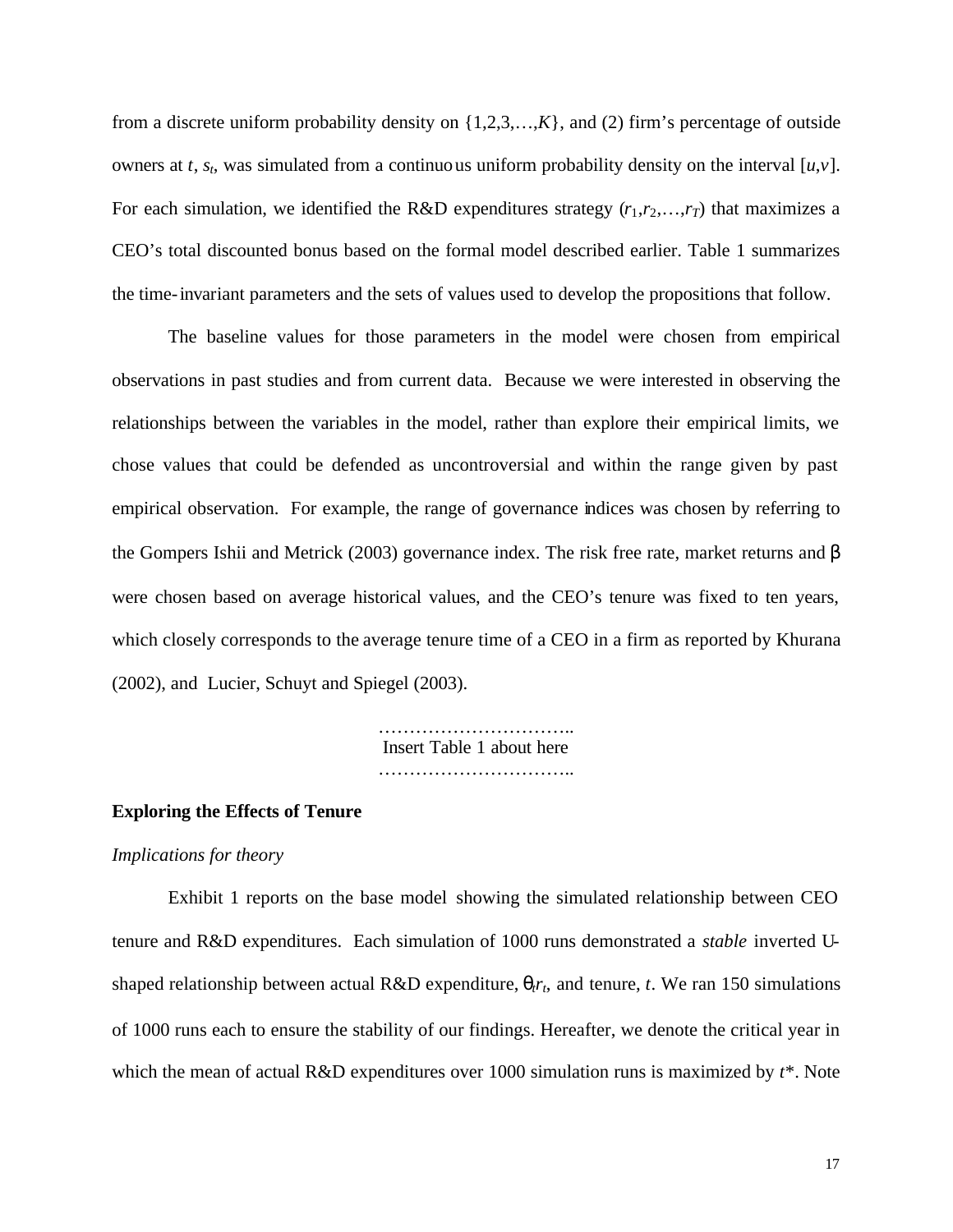from a discrete uniform probability density on $\{1,2,3,\ldots,K\}$, and (2) firm's percentage of outside owners at $t$, $s_t$, was simulated from a continuous uniform probability density on the interval $[u,v]$. For each simulation, we identified the R&D expenditures strategy $(r_1,r_2,\ldots,r_T)$ that maximizes a CEO's total discounted bonus based on the formal model described earlier. Table 1 summarizes the time-invariant parameters and the sets of values used to develop the propositions that follow.

The baseline values for those parameters in the model were chosen from empirical observations in past studies and from current data. Because we were interested in observing the relationships between the variables in the model, rather than explore their empirical limits, we chose values that could be defended as uncontroversial and within the range given by past empirical observation. For example, the range of governance indices was chosen by referring to the Gompers Ishii and Metrick (2003) governance index. The risk free rate, market returns and $\beta$ were chosen based on average historical values, and the CEO's tenure was fixed to ten years, which closely corresponds to the average tenure time of a CEO in a firm as reported by Khurana (2002), and Lucier, Schuyt and Spiegel (2003).

…………………………..
Insert Table 1 about here
…………………………..

**Exploring the Effects of Tenure**

*Implications for theory*

Exhibit 1 reports on the base model showing the simulated relationship between CEO tenure and R&D expenditures. Each simulation of 1000 runs demonstrated a *stable* inverted U-shaped relationship between actual R&D expenditure, $\theta_t r_t$, and tenure, $t$. We ran 150 simulations of 1000 runs each to ensure the stability of our findings. Hereafter, we denote the critical year in which the mean of actual R&D expenditures over 1000 simulation runs is maximized by $t^*$. Note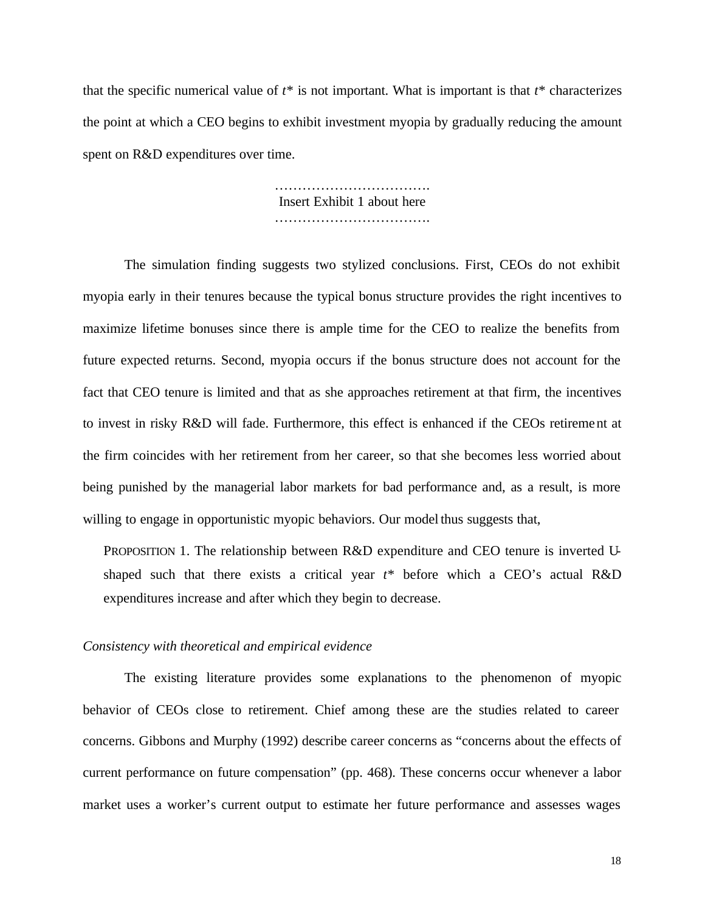that the specific numerical value of $t^*$ is not important. What is important is that $t^*$ characterizes the point at which a CEO begins to exhibit investment myopia by gradually reducing the amount spent on R&D expenditures over time.

…………………………….
Insert Exhibit 1 about here
…………………………….

The simulation finding suggests two stylized conclusions. First, CEOs do not exhibit myopia early in their tenures because the typical bonus structure provides the right incentives to maximize lifetime bonuses since there is ample time for the CEO to realize the benefits from future expected returns. Second, myopia occurs if the bonus structure does not account for the fact that CEO tenure is limited and that as she approaches retirement at that firm, the incentives to invest in risky R&D will fade. Furthermore, this effect is enhanced if the CEOs retirement at the firm coincides with her retirement from her career, so that she becomes less worried about being punished by the managerial labor markets for bad performance and, as a result, is more willing to engage in opportunistic myopic behaviors. Our model thus suggests that,

> PROPOSITION 1. The relationship between R&D expenditure and CEO tenure is inverted U-shaped such that there exists a critical year $t^*$ before which a CEO's actual R&D expenditures increase and after which they begin to decrease.

*Consistency with theoretical and empirical evidence*

The existing literature provides some explanations to the phenomenon of myopic behavior of CEOs close to retirement. Chief among these are the studies related to career concerns. Gibbons and Murphy (1992) describe career concerns as "concerns about the effects of current performance on future compensation" (pp. 468). These concerns occur whenever a labor market uses a worker's current output to estimate her future performance and assesses wages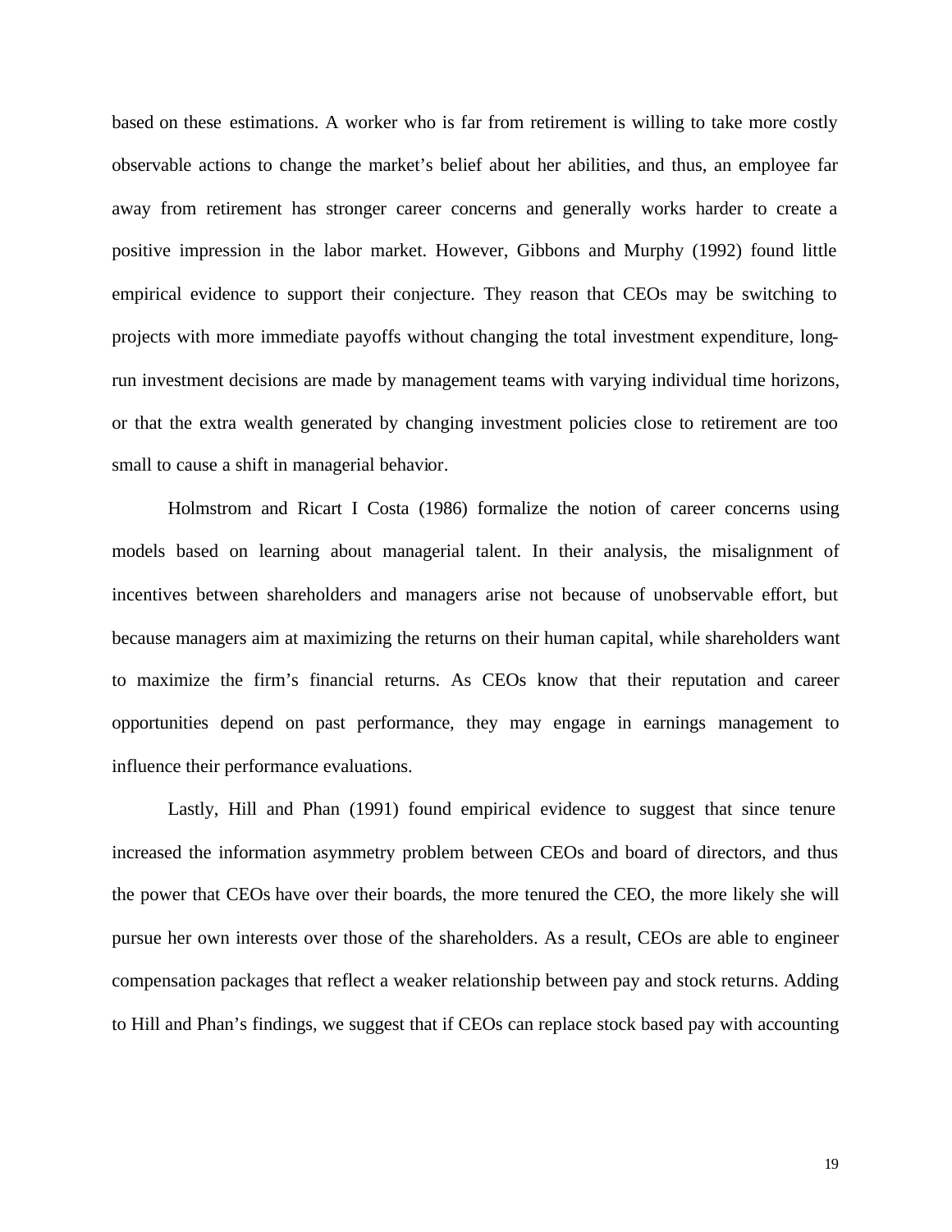based on these estimations. A worker who is far from retirement is willing to take more costly observable actions to change the market's belief about her abilities, and thus, an employee far away from retirement has stronger career concerns and generally works harder to create a positive impression in the labor market. However, Gibbons and Murphy (1992) found little empirical evidence to support their conjecture. They reason that CEOs may be switching to projects with more immediate payoffs without changing the total investment expenditure, long-run investment decisions are made by management teams with varying individual time horizons, or that the extra wealth generated by changing investment policies close to retirement are too small to cause a shift in managerial behavior.

Holmstrom and Ricart I Costa (1986) formalize the notion of career concerns using models based on learning about managerial talent. In their analysis, the misalignment of incentives between shareholders and managers arise not because of unobservable effort, but because managers aim at maximizing the returns on their human capital, while shareholders want to maximize the firm's financial returns. As CEOs know that their reputation and career opportunities depend on past performance, they may engage in earnings management to influence their performance evaluations.

Lastly, Hill and Phan (1991) found empirical evidence to suggest that since tenure increased the information asymmetry problem between CEOs and board of directors, and thus the power that CEOs have over their boards, the more tenured the CEO, the more likely she will pursue her own interests over those of the shareholders. As a result, CEOs are able to engineer compensation packages that reflect a weaker relationship between pay and stock returns. Adding to Hill and Phan's findings, we suggest that if CEOs can replace stock based pay with accounting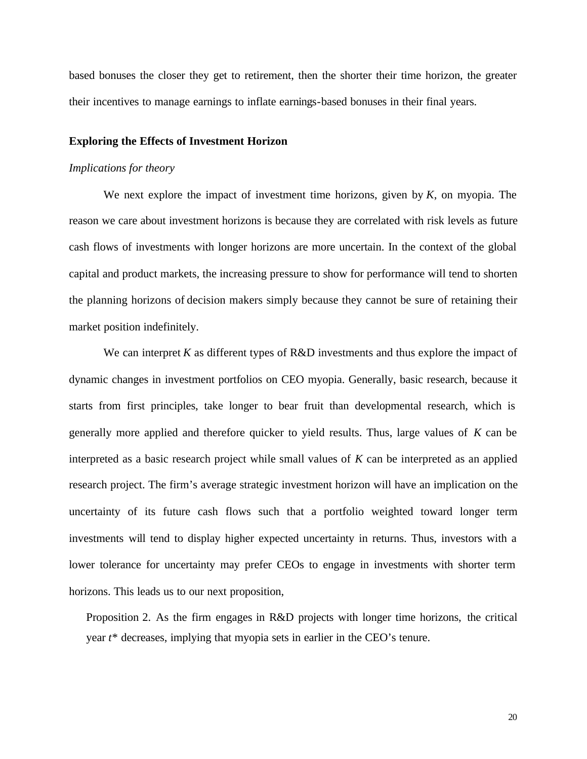based bonuses the closer they get to retirement, then the shorter their time horizon, the greater their incentives to manage earnings to inflate earnings-based bonuses in their final years.

### Exploring the Effects of Investment Horizon

*Implications for theory*

We next explore the impact of investment time horizons, given by $K$, on myopia. The reason we care about investment horizons is because they are correlated with risk levels as future cash flows of investments with longer horizons are more uncertain. In the context of the global capital and product markets, the increasing pressure to show for performance will tend to shorten the planning horizons of decision makers simply because they cannot be sure of retaining their market position indefinitely.

We can interpret $K$ as different types of R&D investments and thus explore the impact of dynamic changes in investment portfolios on CEO myopia. Generally, basic research, because it starts from first principles, take longer to bear fruit than developmental research, which is generally more applied and therefore quicker to yield results. Thus, large values of $K$ can be interpreted as a basic research project while small values of $K$ can be interpreted as an applied research project. The firm's average strategic investment horizon will have an implication on the uncertainty of its future cash flows such that a portfolio weighted toward longer term investments will tend to display higher expected uncertainty in returns. Thus, investors with a lower tolerance for uncertainty may prefer CEOs to engage in investments with shorter term horizons. This leads us to our next proposition,

> Proposition 2. As the firm engages in R&D projects with longer time horizons, the critical year $t^*$ decreases, implying that myopia sets in earlier in the CEO's tenure.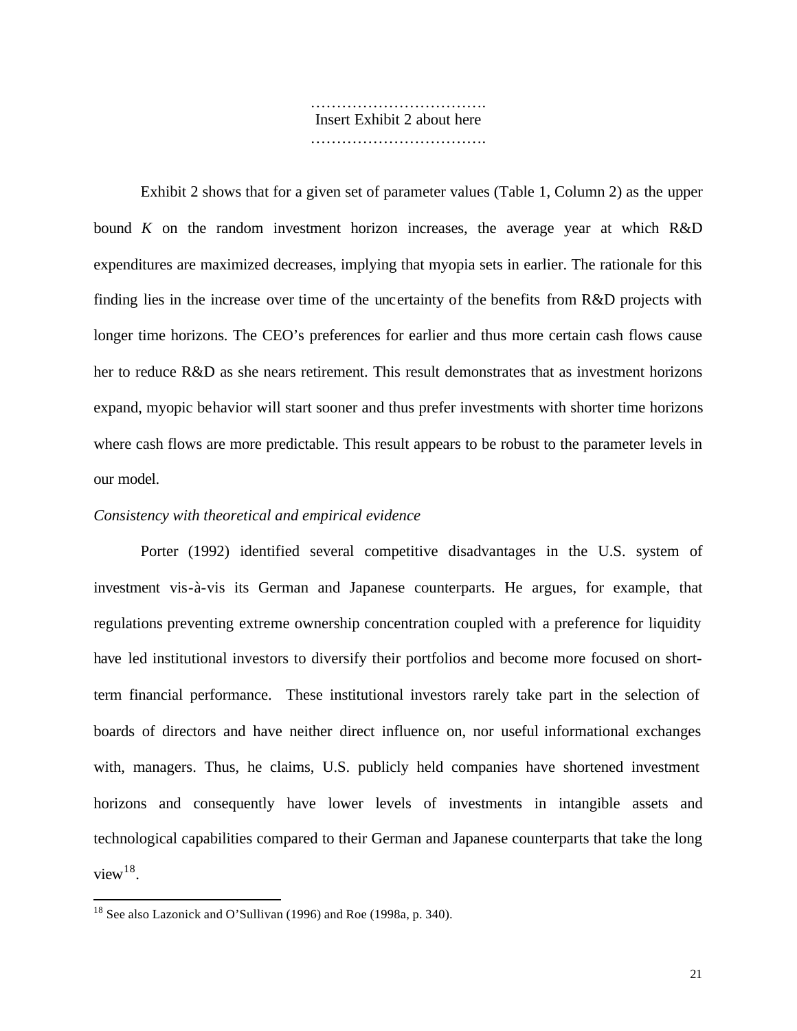…………………………….
Insert Exhibit 2 about here
…………………………….

Exhibit 2 shows that for a given set of parameter values (Table 1, Column 2) as the upper bound $K$ on the random investment horizon increases, the average year at which R&D expenditures are maximized decreases, implying that myopia sets in earlier. The rationale for this finding lies in the increase over time of the uncertainty of the benefits from R&D projects with longer time horizons. The CEO's preferences for earlier and thus more certain cash flows cause her to reduce R&D as she nears retirement. This result demonstrates that as investment horizons expand, myopic behavior will start sooner and thus prefer investments with shorter time horizons where cash flows are more predictable. This result appears to be robust to the parameter levels in our model.

*Consistency with theoretical and empirical evidence*

Porter (1992) identified several competitive disadvantages in the U.S. system of investment vis-à-vis its German and Japanese counterparts. He argues, for example, that regulations preventing extreme ownership concentration coupled with a preference for liquidity have led institutional investors to diversify their portfolios and become more focused on short-term financial performance. These institutional investors rarely take part in the selection of boards of directors and have neither direct influence on, nor useful informational exchanges with, managers. Thus, he claims, U.S. publicly held companies have shortened investment horizons and consequently have lower levels of investments in intangible assets and technological capabilities compared to their German and Japanese counterparts that take the long view[18].

[18] See also Lazonick and O'Sullivan (1996) and Roe (1998a, p. 340).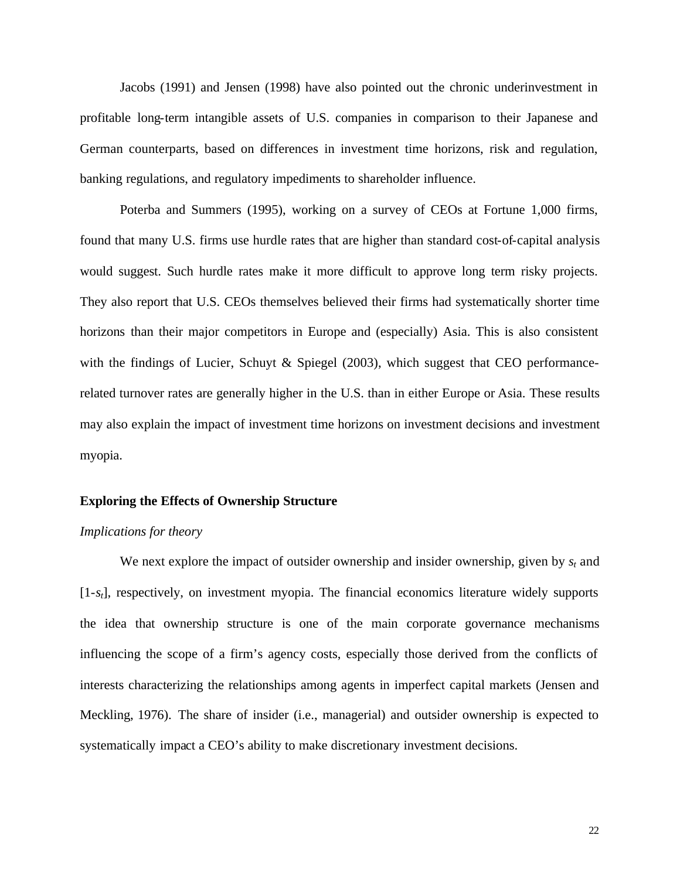Jacobs (1991) and Jensen (1998) have also pointed out the chronic underinvestment in profitable long-term intangible assets of U.S. companies in comparison to their Japanese and German counterparts, based on differences in investment time horizons, risk and regulation, banking regulations, and regulatory impediments to shareholder influence.

Poterba and Summers (1995), working on a survey of CEOs at Fortune 1,000 firms, found that many U.S. firms use hurdle rates that are higher than standard cost-of-capital analysis would suggest. Such hurdle rates make it more difficult to approve long term risky projects. They also report that U.S. CEOs themselves believed their firms had systematically shorter time horizons than their major competitors in Europe and (especially) Asia. This is also consistent with the findings of Lucier, Schuyt & Spiegel (2003), which suggest that CEO performance-related turnover rates are generally higher in the U.S. than in either Europe or Asia. These results may also explain the impact of investment time horizons on investment decisions and investment myopia.

## Exploring the Effects of Ownership Structure

### *Implications for theory*

We next explore the impact of outsider ownership and insider ownership, given by $s_t$ and $[1-s_t]$, respectively, on investment myopia. The financial economics literature widely supports the idea that ownership structure is one of the main corporate governance mechanisms influencing the scope of a firm's agency costs, especially those derived from the conflicts of interests characterizing the relationships among agents in imperfect capital markets (Jensen and Meckling, 1976). The share of insider (i.e., managerial) and outsider ownership is expected to systematically impact a CEO's ability to make discretionary investment decisions.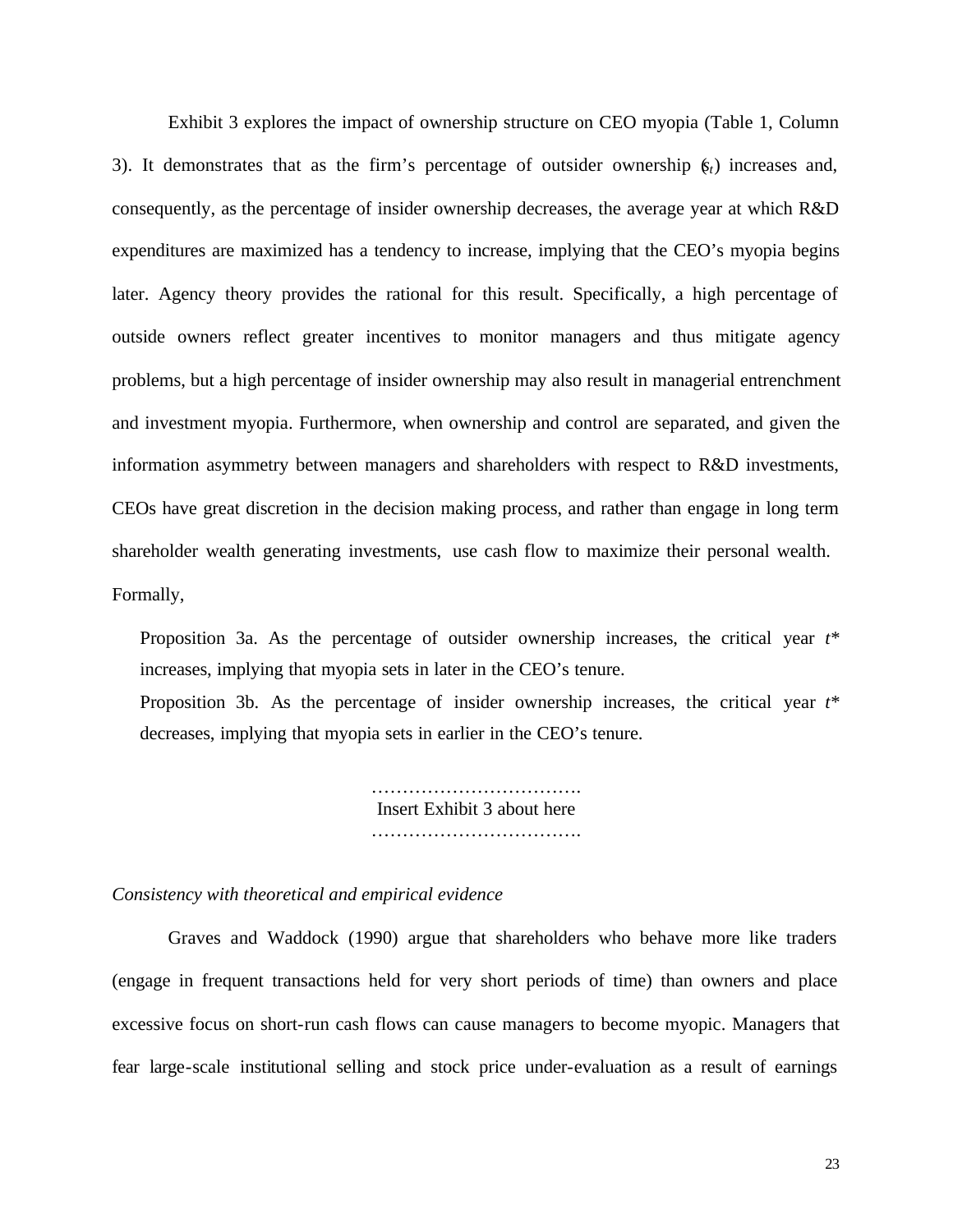Exhibit 3 explores the impact of ownership structure on CEO myopia (Table 1, Column 3). It demonstrates that as the firm's percentage of outsider ownership ($\varsigma_t$) increases and, consequently, as the percentage of insider ownership decreases, the average year at which R&D expenditures are maximized has a tendency to increase, implying that the CEO's myopia begins later. Agency theory provides the rational for this result. Specifically, a high percentage of outside owners reflect greater incentives to monitor managers and thus mitigate agency problems, but a high percentage of insider ownership may also result in managerial entrenchment and investment myopia. Furthermore, when ownership and control are separated, and given the information asymmetry between managers and shareholders with respect to R&D investments, CEOs have great discretion in the decision making process, and rather than engage in long term shareholder wealth generating investments, use cash flow to maximize their personal wealth. Formally,

> Proposition 3a. As the percentage of outsider ownership increases, the critical year $t^*$ increases, implying that myopia sets in later in the CEO's tenure.
>
> Proposition 3b. As the percentage of insider ownership increases, the critical year $t^*$ decreases, implying that myopia sets in earlier in the CEO's tenure.

…………………………….
Insert Exhibit 3 about here
…………………………….

*Consistency with theoretical and empirical evidence*

Graves and Waddock (1990) argue that shareholders who behave more like traders (engage in frequent transactions held for very short periods of time) than owners and place excessive focus on short-run cash flows can cause managers to become myopic. Managers that fear large-scale institutional selling and stock price under-evaluation as a result of earnings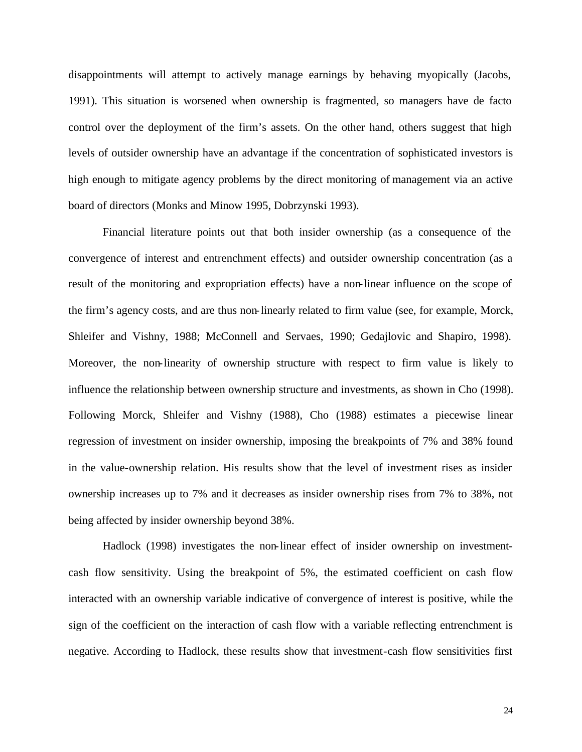disappointments will attempt to actively manage earnings by behaving myopically (Jacobs, 1991). This situation is worsened when ownership is fragmented, so managers have de facto control over the deployment of the firm's assets. On the other hand, others suggest that high levels of outsider ownership have an advantage if the concentration of sophisticated investors is high enough to mitigate agency problems by the direct monitoring of management via an active board of directors (Monks and Minow 1995, Dobrzynski 1993).

Financial literature points out that both insider ownership (as a consequence of the convergence of interest and entrenchment effects) and outsider ownership concentration (as a result of the monitoring and expropriation effects) have a non-linear influence on the scope of the firm's agency costs, and are thus non-linearly related to firm value (see, for example, Morck, Shleifer and Vishny, 1988; McConnell and Servaes, 1990; Gedajlovic and Shapiro, 1998). Moreover, the non-linearity of ownership structure with respect to firm value is likely to influence the relationship between ownership structure and investments, as shown in Cho (1998). Following Morck, Shleifer and Vishny (1988), Cho (1988) estimates a piecewise linear regression of investment on insider ownership, imposing the breakpoints of 7% and 38% found in the value-ownership relation. His results show that the level of investment rises as insider ownership increases up to 7% and it decreases as insider ownership rises from 7% to 38%, not being affected by insider ownership beyond 38%.

Hadlock (1998) investigates the non-linear effect of insider ownership on investment-cash flow sensitivity. Using the breakpoint of 5%, the estimated coefficient on cash flow interacted with an ownership variable indicative of convergence of interest is positive, while the sign of the coefficient on the interaction of cash flow with a variable reflecting entrenchment is negative. According to Hadlock, these results show that investment-cash flow sensitivities first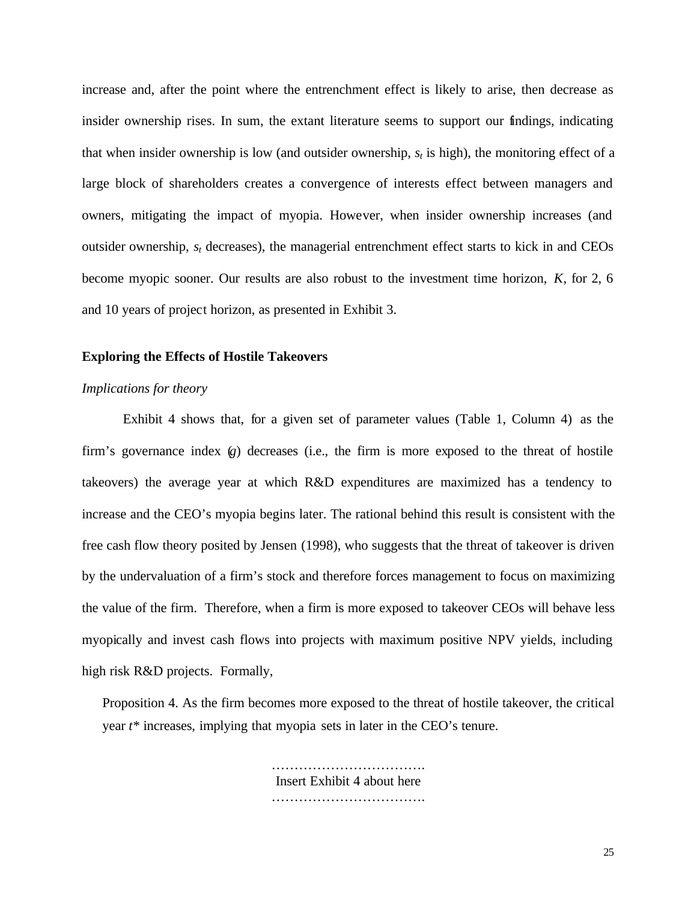increase and, after the point where the entrenchment effect is likely to arise, then decrease as insider ownership rises. In sum, the extant literature seems to support our findings, indicating that when insider ownership is low (and outsider ownership, $s_t$ is high), the monitoring effect of a large block of shareholders creates a convergence of interests effect between managers and owners, mitigating the impact of myopia. However, when insider ownership increases (and outsider ownership, $s_t$ decreases), the managerial entrenchment effect starts to kick in and CEOs become myopic sooner. Our results are also robust to the investment time horizon, $K$, for 2, 6 and 10 years of project horizon, as presented in Exhibit 3.

**Exploring the Effects of Hostile Takeovers**

*Implications for theory*

Exhibit 4 shows that, for a given set of parameter values (Table 1, Column 4) as the firm's governance index ($g$) decreases (i.e., the firm is more exposed to the threat of hostile takeovers) the average year at which R&D expenditures are maximized has a tendency to increase and the CEO's myopia begins later. The rational behind this result is consistent with the free cash flow theory posited by Jensen (1998), who suggests that the threat of takeover is driven by the undervaluation of a firm's stock and therefore forces management to focus on maximizing the value of the firm. Therefore, when a firm is more exposed to takeover CEOs will behave less myopically and invest cash flows into projects with maximum positive NPV yields, including high risk R&D projects. Formally,

Proposition 4. As the firm becomes more exposed to the threat of hostile takeover, the critical year $t^*$ increases, implying that myopia sets in later in the CEO's tenure.

…………………………….
Insert Exhibit 4 about here
…………………………….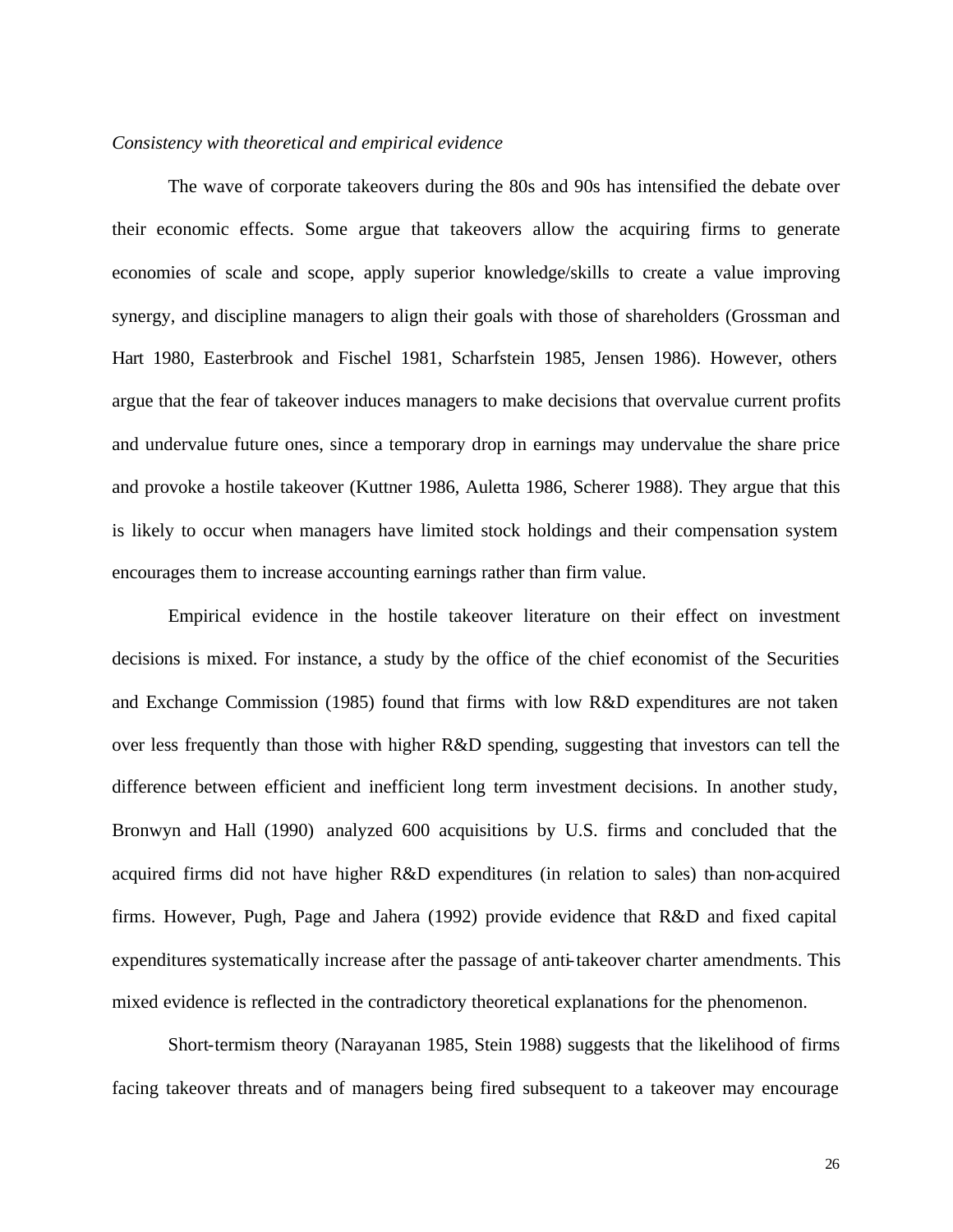*Consistency with theoretical and empirical evidence*

The wave of corporate takeovers during the 80s and 90s has intensified the debate over their economic effects. Some argue that takeovers allow the acquiring firms to generate economies of scale and scope, apply superior knowledge/skills to create a value improving synergy, and discipline managers to align their goals with those of shareholders (Grossman and Hart 1980, Easterbrook and Fischel 1981, Scharfstein 1985, Jensen 1986). However, others argue that the fear of takeover induces managers to make decisions that overvalue current profits and undervalue future ones, since a temporary drop in earnings may undervalue the share price and provoke a hostile takeover (Kuttner 1986, Auletta 1986, Scherer 1988). They argue that this is likely to occur when managers have limited stock holdings and their compensation system encourages them to increase accounting earnings rather than firm value.

Empirical evidence in the hostile takeover literature on their effect on investment decisions is mixed. For instance, a study by the office of the chief economist of the Securities and Exchange Commission (1985) found that firms with low R&D expenditures are not taken over less frequently than those with higher R&D spending, suggesting that investors can tell the difference between efficient and inefficient long term investment decisions. In another study, Bronwyn and Hall (1990) analyzed 600 acquisitions by U.S. firms and concluded that the acquired firms did not have higher R&D expenditures (in relation to sales) than non-acquired firms. However, Pugh, Page and Jahera (1992) provide evidence that R&D and fixed capital expenditures systematically increase after the passage of anti-takeover charter amendments. This mixed evidence is reflected in the contradictory theoretical explanations for the phenomenon.

Short-termism theory (Narayanan 1985, Stein 1988) suggests that the likelihood of firms facing takeover threats and of managers being fired subsequent to a takeover may encourage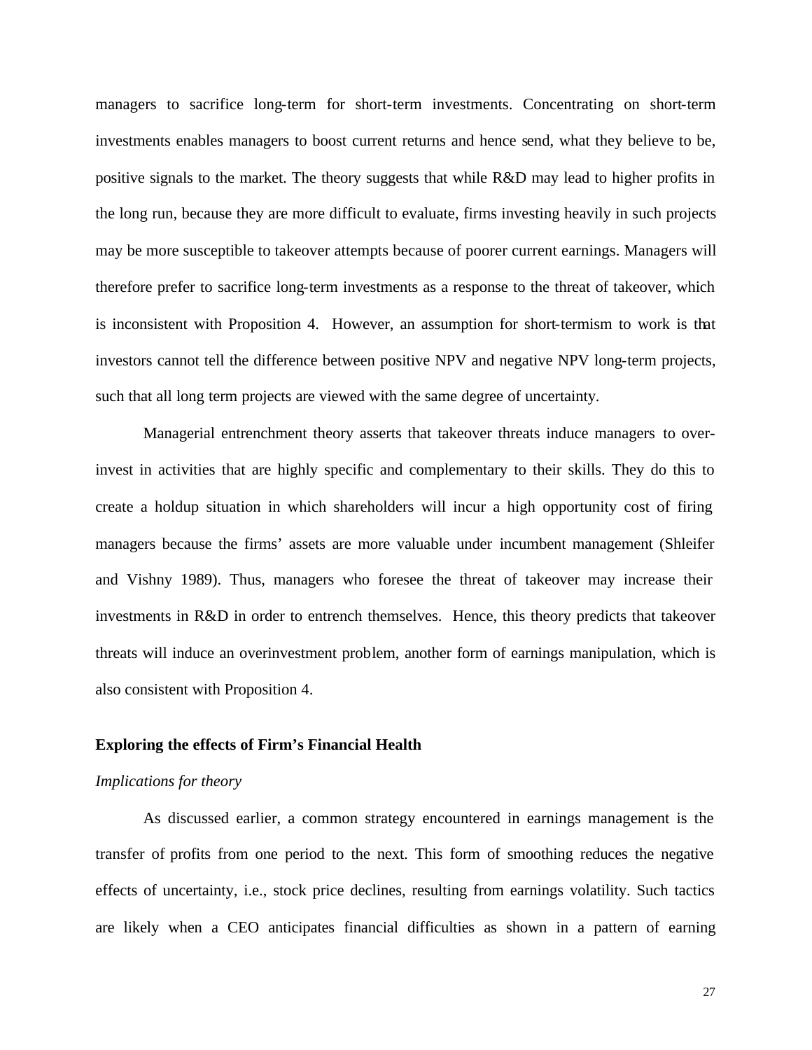managers to sacrifice long-term for short-term investments. Concentrating on short-term investments enables managers to boost current returns and hence send, what they believe to be, positive signals to the market. The theory suggests that while R&D may lead to higher profits in the long run, because they are more difficult to evaluate, firms investing heavily in such projects may be more susceptible to takeover attempts because of poorer current earnings. Managers will therefore prefer to sacrifice long-term investments as a response to the threat of takeover, which is inconsistent with Proposition 4. However, an assumption for short-termism to work is that investors cannot tell the difference between positive NPV and negative NPV long-term projects, such that all long term projects are viewed with the same degree of uncertainty.

Managerial entrenchment theory asserts that takeover threats induce managers to over-invest in activities that are highly specific and complementary to their skills. They do this to create a holdup situation in which shareholders will incur a high opportunity cost of firing managers because the firms' assets are more valuable under incumbent management (Shleifer and Vishny 1989). Thus, managers who foresee the threat of takeover may increase their investments in R&D in order to entrench themselves. Hence, this theory predicts that takeover threats will induce an overinvestment problem, another form of earnings manipulation, which is also consistent with Proposition 4.

**Exploring the effects of Firm's Financial Health**

*Implications for theory*

As discussed earlier, a common strategy encountered in earnings management is the transfer of profits from one period to the next. This form of smoothing reduces the negative effects of uncertainty, i.e., stock price declines, resulting from earnings volatility. Such tactics are likely when a CEO anticipates financial difficulties as shown in a pattern of earning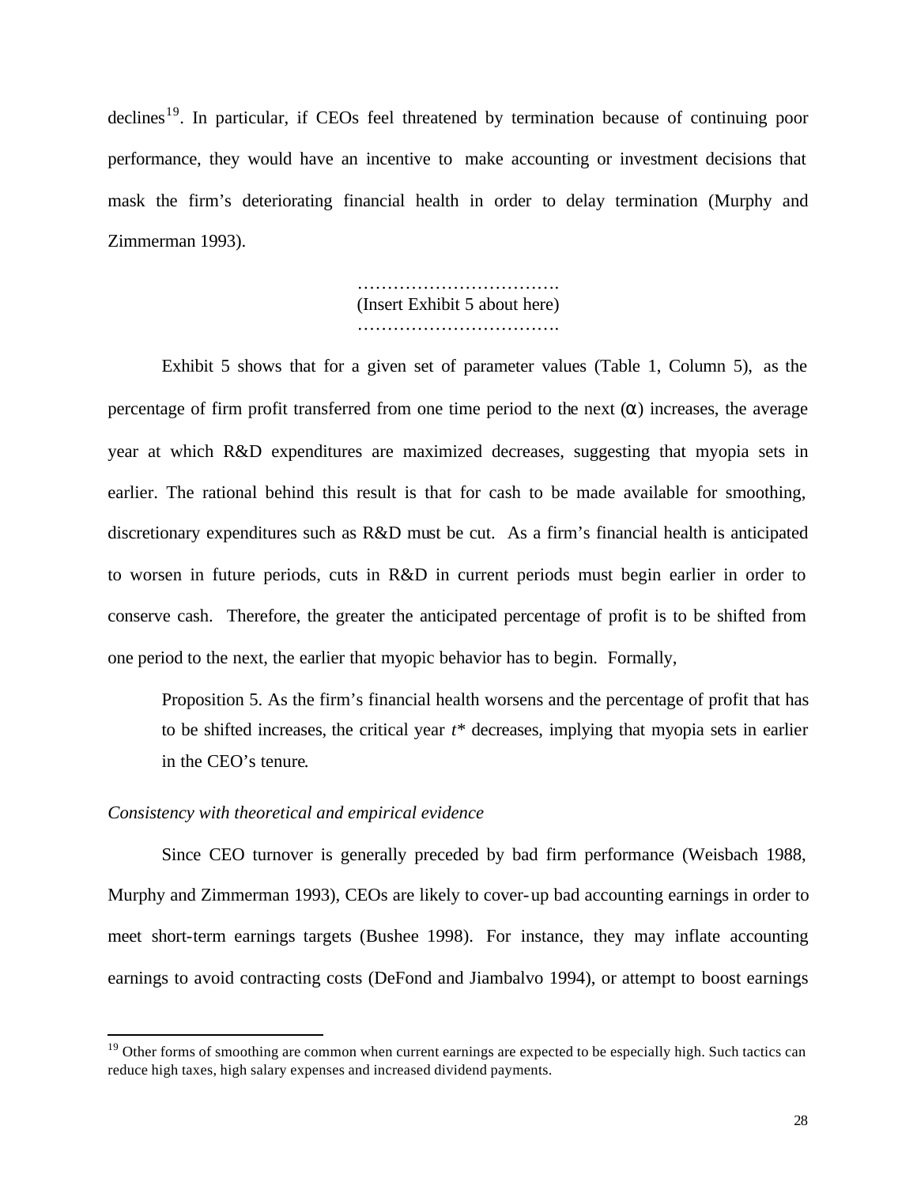declines[19]. In particular, if CEOs feel threatened by termination because of continuing poor performance, they would have an incentive to make accounting or investment decisions that mask the firm's deteriorating financial health in order to delay termination (Murphy and Zimmerman 1993).

…………………………….
(Insert Exhibit 5 about here)
…………………………….

Exhibit 5 shows that for a given set of parameter values (Table 1, Column 5), as the percentage of firm profit transferred from one time period to the next ($\alpha$) increases, the average year at which R&D expenditures are maximized decreases, suggesting that myopia sets in earlier. The rational behind this result is that for cash to be made available for smoothing, discretionary expenditures such as R&D must be cut. As a firm's financial health is anticipated to worsen in future periods, cuts in R&D in current periods must begin earlier in order to conserve cash. Therefore, the greater the anticipated percentage of profit is to be shifted from one period to the next, the earlier that myopic behavior has to begin. Formally,

> Proposition 5. As the firm's financial health worsens and the percentage of profit that has to be shifted increases, the critical year $t^*$ decreases, implying that myopia sets in earlier in the CEO's tenure.

*Consistency with theoretical and empirical evidence*

Since CEO turnover is generally preceded by bad firm performance (Weisbach 1988, Murphy and Zimmerman 1993), CEOs are likely to cover-up bad accounting earnings in order to meet short-term earnings targets (Bushee 1998). For instance, they may inflate accounting earnings to avoid contracting costs (DeFond and Jiambalvo 1994), or attempt to boost earnings

[19] Other forms of smoothing are common when current earnings are expected to be especially high. Such tactics can reduce high taxes, high salary expenses and increased dividend payments.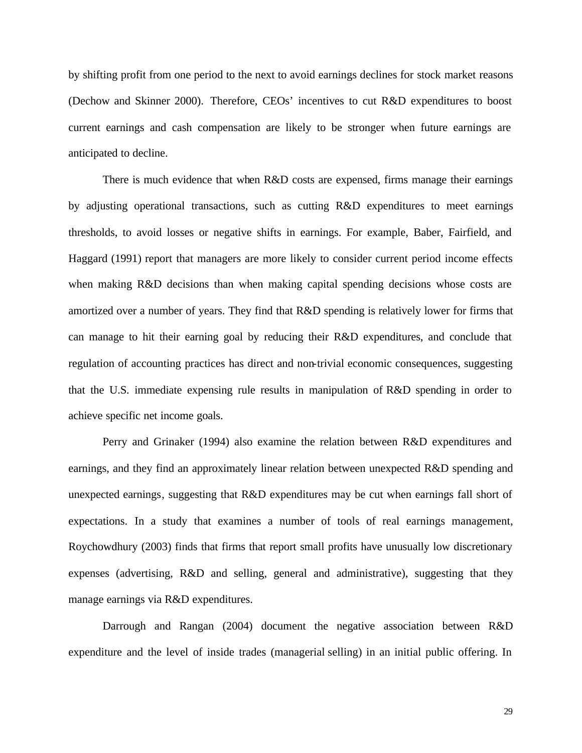by shifting profit from one period to the next to avoid earnings declines for stock market reasons (Dechow and Skinner 2000). Therefore, CEOs' incentives to cut R&D expenditures to boost current earnings and cash compensation are likely to be stronger when future earnings are anticipated to decline.

There is much evidence that when R&D costs are expensed, firms manage their earnings by adjusting operational transactions, such as cutting R&D expenditures to meet earnings thresholds, to avoid losses or negative shifts in earnings. For example, Baber, Fairfield, and Haggard (1991) report that managers are more likely to consider current period income effects when making R&D decisions than when making capital spending decisions whose costs are amortized over a number of years. They find that R&D spending is relatively lower for firms that can manage to hit their earning goal by reducing their R&D expenditures, and conclude that regulation of accounting practices has direct and non-trivial economic consequences, suggesting that the U.S. immediate expensing rule results in manipulation of R&D spending in order to achieve specific net income goals.

Perry and Grinaker (1994) also examine the relation between R&D expenditures and earnings, and they find an approximately linear relation between unexpected R&D spending and unexpected earnings, suggesting that R&D expenditures may be cut when earnings fall short of expectations. In a study that examines a number of tools of real earnings management, Roychowdhury (2003) finds that firms that report small profits have unusually low discretionary expenses (advertising, R&D and selling, general and administrative), suggesting that they manage earnings via R&D expenditures.

Darrough and Rangan (2004) document the negative association between R&D expenditure and the level of inside trades (managerial selling) in an initial public offering. In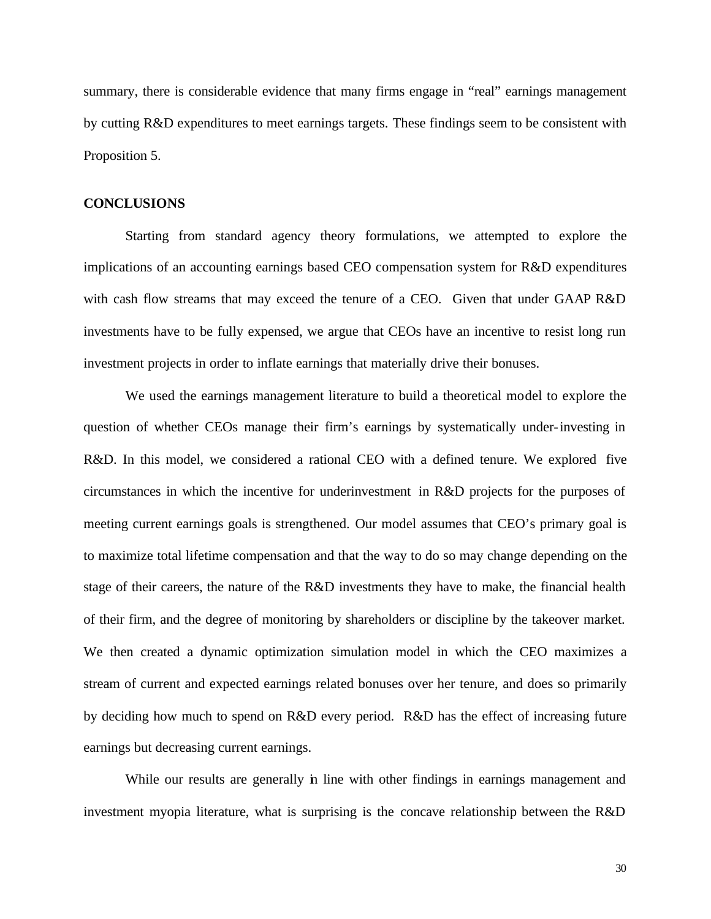summary, there is considerable evidence that many firms engage in "real" earnings management by cutting R&D expenditures to meet earnings targets. These findings seem to be consistent with Proposition 5.

## CONCLUSIONS

Starting from standard agency theory formulations, we attempted to explore the implications of an accounting earnings based CEO compensation system for R&D expenditures with cash flow streams that may exceed the tenure of a CEO. Given that under GAAP R&D investments have to be fully expensed, we argue that CEOs have an incentive to resist long run investment projects in order to inflate earnings that materially drive their bonuses.

We used the earnings management literature to build a theoretical model to explore the question of whether CEOs manage their firm's earnings by systematically under-investing in R&D. In this model, we considered a rational CEO with a defined tenure. We explored five circumstances in which the incentive for underinvestment in R&D projects for the purposes of meeting current earnings goals is strengthened. Our model assumes that CEO's primary goal is to maximize total lifetime compensation and that the way to do so may change depending on the stage of their careers, the nature of the R&D investments they have to make, the financial health of their firm, and the degree of monitoring by shareholders or discipline by the takeover market. We then created a dynamic optimization simulation model in which the CEO maximizes a stream of current and expected earnings related bonuses over her tenure, and does so primarily by deciding how much to spend on R&D every period. R&D has the effect of increasing future earnings but decreasing current earnings.

While our results are generally in line with other findings in earnings management and investment myopia literature, what is surprising is the concave relationship between the R&D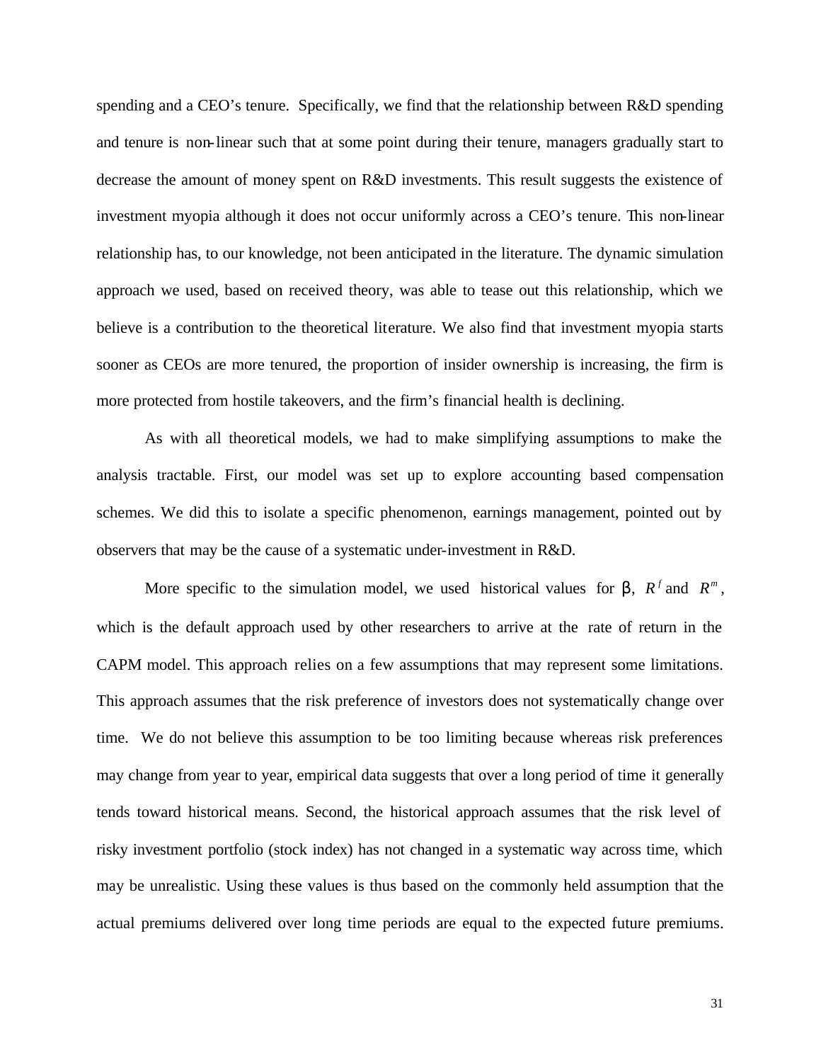spending and a CEO's tenure. Specifically, we find that the relationship between R&D spending and tenure is non-linear such that at some point during their tenure, managers gradually start to decrease the amount of money spent on R&D investments. This result suggests the existence of investment myopia although it does not occur uniformly across a CEO's tenure. This non-linear relationship has, to our knowledge, not been anticipated in the literature. The dynamic simulation approach we used, based on received theory, was able to tease out this relationship, which we believe is a contribution to the theoretical literature. We also find that investment myopia starts sooner as CEOs are more tenured, the proportion of insider ownership is increasing, the firm is more protected from hostile takeovers, and the firm's financial health is declining.

As with all theoretical models, we had to make simplifying assumptions to make the analysis tractable. First, our model was set up to explore accounting based compensation schemes. We did this to isolate a specific phenomenon, earnings management, pointed out by observers that may be the cause of a systematic under-investment in R&D.

More specific to the simulation model, we used historical values for $\beta$, $R^f$ and $R^m$, which is the default approach used by other researchers to arrive at the rate of return in the CAPM model. This approach relies on a few assumptions that may represent some limitations. This approach assumes that the risk preference of investors does not systematically change over time. We do not believe this assumption to be too limiting because whereas risk preferences may change from year to year, empirical data suggests that over a long period of time it generally tends toward historical means. Second, the historical approach assumes that the risk level of risky investment portfolio (stock index) has not changed in a systematic way across time, which may be unrealistic. Using these values is thus based on the commonly held assumption that the actual premiums delivered over long time periods are equal to the expected future premiums.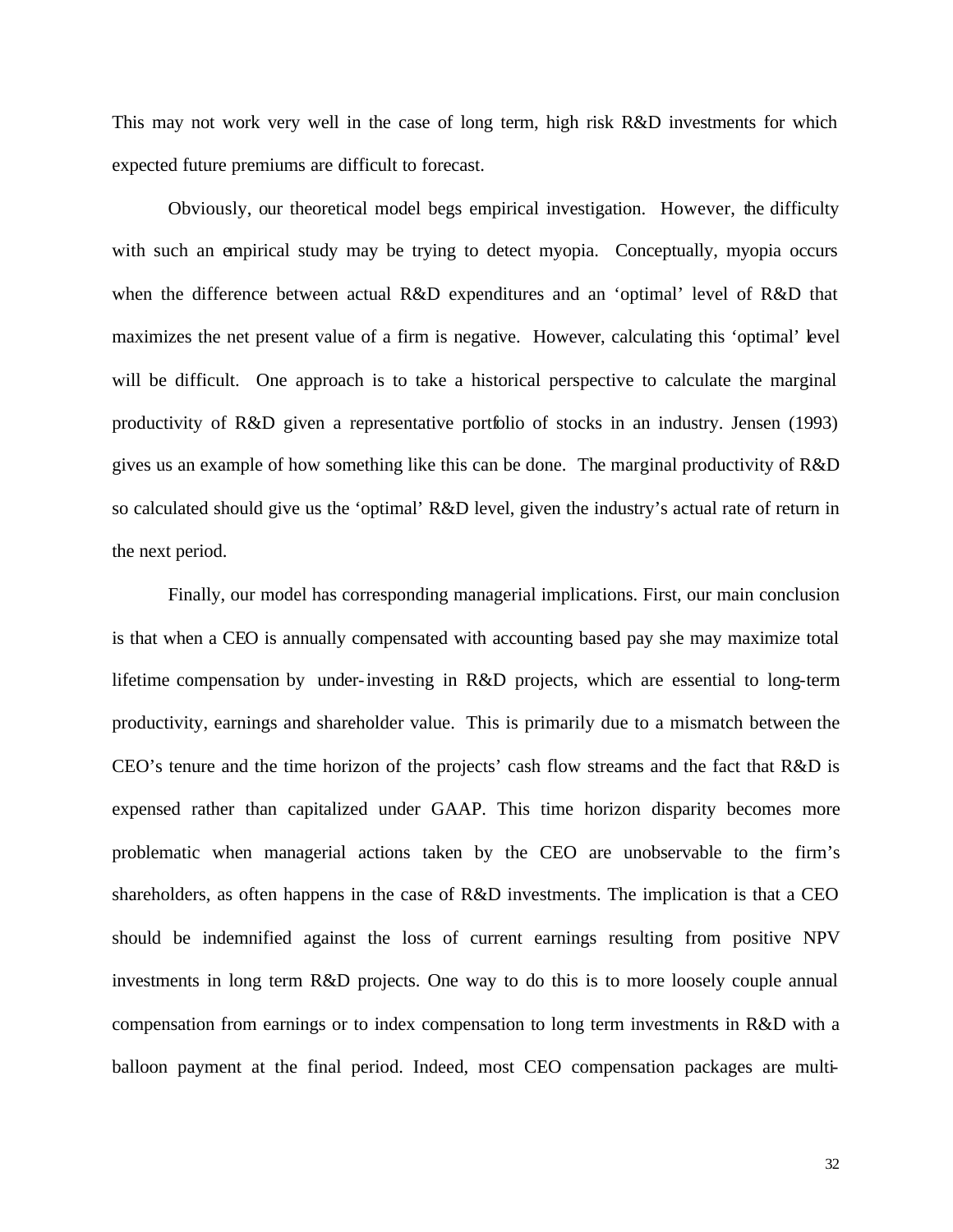This may not work very well in the case of long term, high risk R&D investments for which expected future premiums are difficult to forecast.

Obviously, our theoretical model begs empirical investigation. However, the difficulty with such an empirical study may be trying to detect myopia. Conceptually, myopia occurs when the difference between actual R&D expenditures and an 'optimal' level of R&D that maximizes the net present value of a firm is negative. However, calculating this 'optimal' level will be difficult. One approach is to take a historical perspective to calculate the marginal productivity of R&D given a representative portfolio of stocks in an industry. Jensen (1993) gives us an example of how something like this can be done. The marginal productivity of R&D so calculated should give us the 'optimal' R&D level, given the industry's actual rate of return in the next period.

Finally, our model has corresponding managerial implications. First, our main conclusion is that when a CEO is annually compensated with accounting based pay she may maximize total lifetime compensation by under-investing in R&D projects, which are essential to long-term productivity, earnings and shareholder value. This is primarily due to a mismatch between the CEO's tenure and the time horizon of the projects' cash flow streams and the fact that R&D is expensed rather than capitalized under GAAP. This time horizon disparity becomes more problematic when managerial actions taken by the CEO are unobservable to the firm's shareholders, as often happens in the case of R&D investments. The implication is that a CEO should be indemnified against the loss of current earnings resulting from positive NPV investments in long term R&D projects. One way to do this is to more loosely couple annual compensation from earnings or to index compensation to long term investments in R&D with a balloon payment at the final period. Indeed, most CEO compensation packages are multi-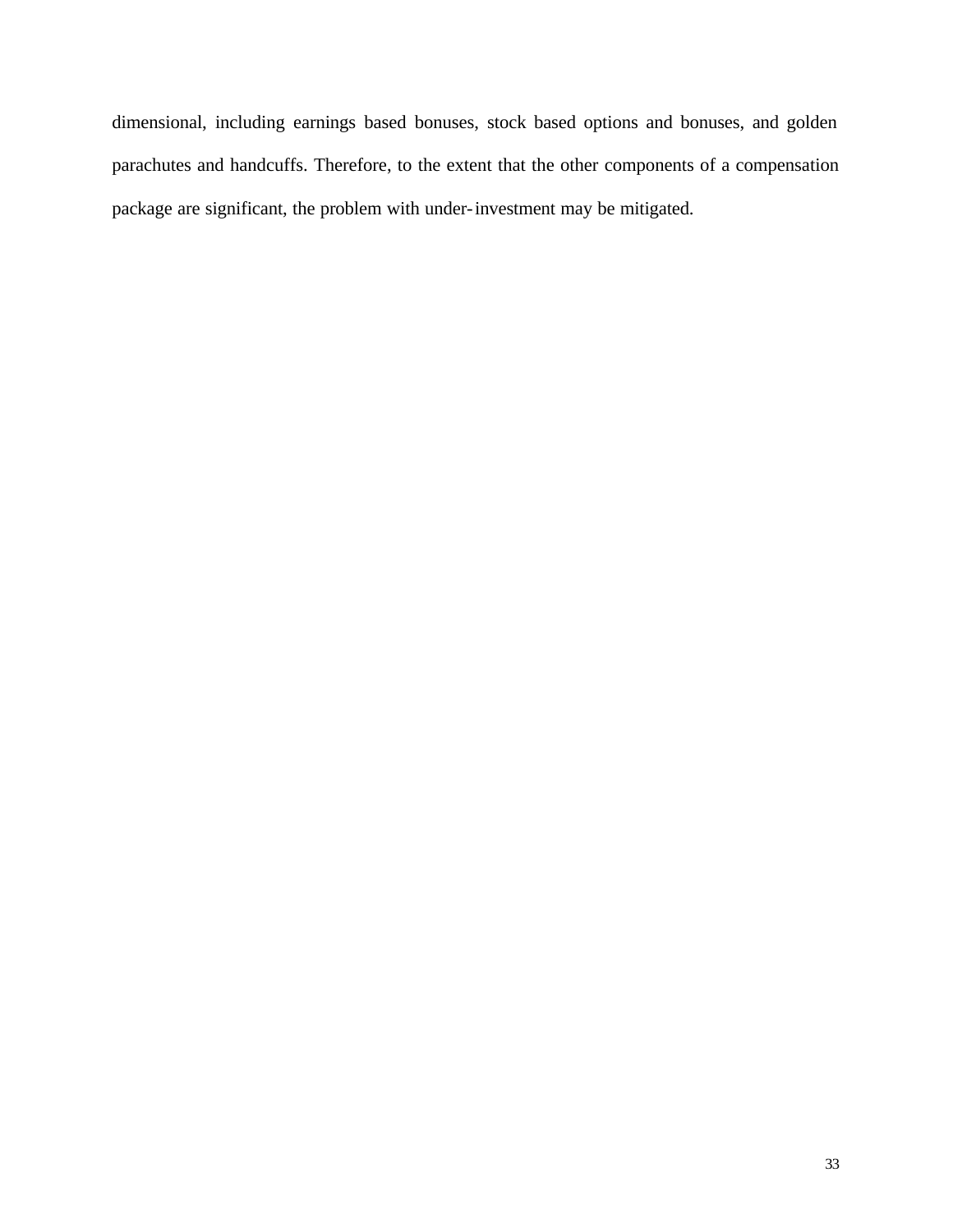dimensional, including earnings based bonuses, stock based options and bonuses, and golden parachutes and handcuffs. Therefore, to the extent that the other components of a compensation package are significant, the problem with under-investment may be mitigated.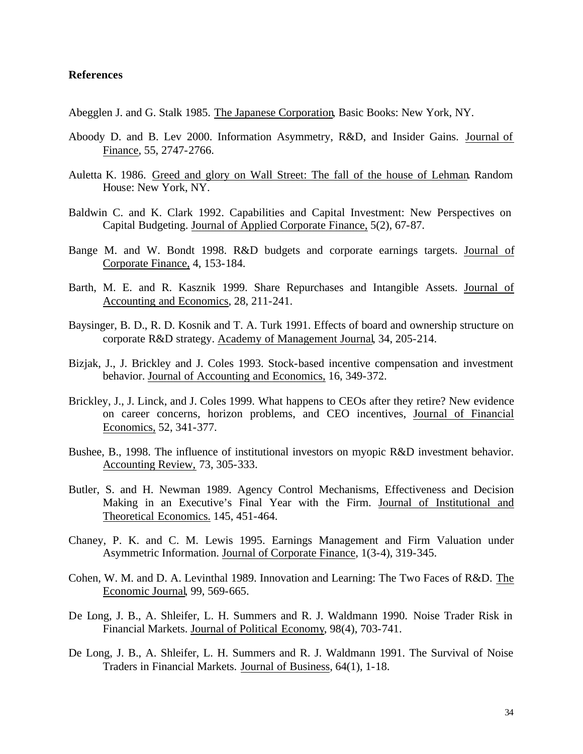**References**

Abegglen J. and G. Stalk 1985. The Japanese Corporation, Basic Books: New York, NY.

Aboody D. and B. Lev 2000. Information Asymmetry, R&D, and Insider Gains. Journal of Finance, 55, 2747-2766.

Auletta K. 1986. Greed and glory on Wall Street: The fall of the house of Lehman. Random House: New York, NY.

Baldwin C. and K. Clark 1992. Capabilities and Capital Investment: New Perspectives on Capital Budgeting. Journal of Applied Corporate Finance, 5(2), 67-87.

Bange M. and W. Bondt 1998. R&D budgets and corporate earnings targets. Journal of Corporate Finance, 4, 153-184.

Barth, M. E. and R. Kasznik 1999. Share Repurchases and Intangible Assets. Journal of Accounting and Economics, 28, 211-241.

Baysinger, B. D., R. D. Kosnik and T. A. Turk 1991. Effects of board and ownership structure on corporate R&D strategy. Academy of Management Journal, 34, 205-214.

Bizjak, J., J. Brickley and J. Coles 1993. Stock-based incentive compensation and investment behavior. Journal of Accounting and Economics, 16, 349-372.

Brickley, J., J. Linck, and J. Coles 1999. What happens to CEOs after they retire? New evidence on career concerns, horizon problems, and CEO incentives, Journal of Financial Economics, 52, 341-377.

Bushee, B., 1998. The influence of institutional investors on myopic R&D investment behavior. Accounting Review, 73, 305-333.

Butler, S. and H. Newman 1989. Agency Control Mechanisms, Effectiveness and Decision Making in an Executive's Final Year with the Firm. Journal of Institutional and Theoretical Economics. 145, 451-464.

Chaney, P. K. and C. M. Lewis 1995. Earnings Management and Firm Valuation under Asymmetric Information. Journal of Corporate Finance, 1(3-4), 319-345.

Cohen, W. M. and D. A. Levinthal 1989. Innovation and Learning: The Two Faces of R&D. The Economic Journal, 99, 569-665.

De Long, J. B., A. Shleifer, L. H. Summers and R. J. Waldmann 1990. Noise Trader Risk in Financial Markets. Journal of Political Economy, 98(4), 703-741.

De Long, J. B., A. Shleifer, L. H. Summers and R. J. Waldmann 1991. The Survival of Noise Traders in Financial Markets. Journal of Business, 64(1), 1-18.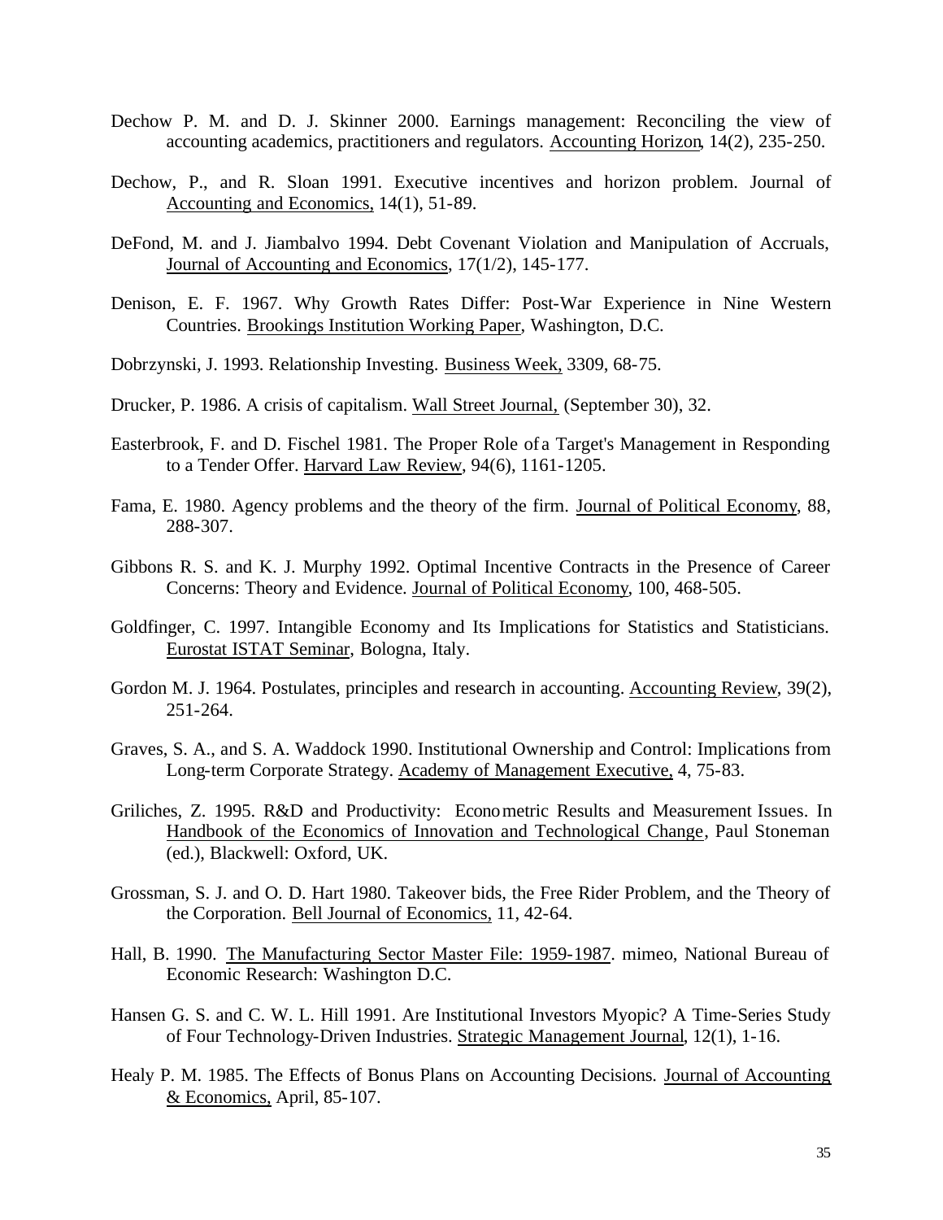Dechow P. M. and D. J. Skinner 2000. Earnings management: Reconciling the view of accounting academics, practitioners and regulators. Accounting Horizon, 14(2), 235-250.

Dechow, P., and R. Sloan 1991. Executive incentives and horizon problem. Journal of Accounting and Economics, 14(1), 51-89.

DeFond, M. and J. Jiambalvo 1994. Debt Covenant Violation and Manipulation of Accruals, Journal of Accounting and Economics, 17(1/2), 145-177.

Denison, E. F. 1967. Why Growth Rates Differ: Post-War Experience in Nine Western Countries. Brookings Institution Working Paper, Washington, D.C.

Dobrzynski, J. 1993. Relationship Investing. Business Week, 3309, 68-75.

Drucker, P. 1986. A crisis of capitalism. Wall Street Journal, (September 30), 32.

Easterbrook, F. and D. Fischel 1981. The Proper Role of a Target's Management in Responding to a Tender Offer. Harvard Law Review, 94(6), 1161-1205.

Fama, E. 1980. Agency problems and the theory of the firm. Journal of Political Economy, 88, 288-307.

Gibbons R. S. and K. J. Murphy 1992. Optimal Incentive Contracts in the Presence of Career Concerns: Theory and Evidence. Journal of Political Economy, 100, 468-505.

Goldfinger, C. 1997. Intangible Economy and Its Implications for Statistics and Statisticians. Eurostat ISTAT Seminar, Bologna, Italy.

Gordon M. J. 1964. Postulates, principles and research in accounting. Accounting Review, 39(2), 251-264.

Graves, S. A., and S. A. Waddock 1990. Institutional Ownership and Control: Implications from Long-term Corporate Strategy. Academy of Management Executive, 4, 75-83.

Griliches, Z. 1995. R&D and Productivity: Econometric Results and Measurement Issues. In Handbook of the Economics of Innovation and Technological Change, Paul Stoneman (ed.), Blackwell: Oxford, UK.

Grossman, S. J. and O. D. Hart 1980. Takeover bids, the Free Rider Problem, and the Theory of the Corporation. Bell Journal of Economics, 11, 42-64.

Hall, B. 1990. The Manufacturing Sector Master File: 1959-1987. mimeo, National Bureau of Economic Research: Washington D.C.

Hansen G. S. and C. W. L. Hill 1991. Are Institutional Investors Myopic? A Time-Series Study of Four Technology-Driven Industries. Strategic Management Journal, 12(1), 1-16.

Healy P. M. 1985. The Effects of Bonus Plans on Accounting Decisions. Journal of Accounting & Economics, April, 85-107.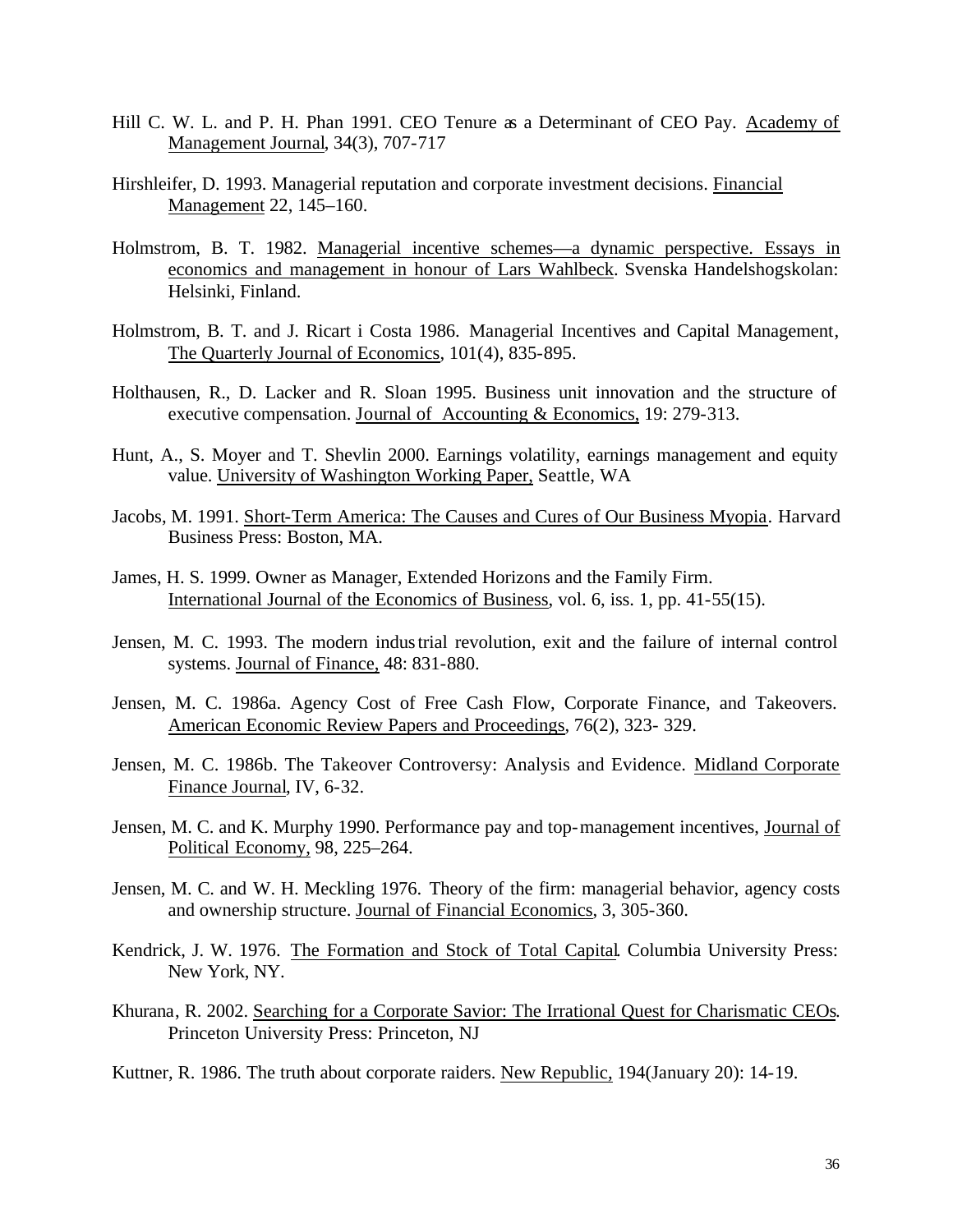Hill C. W. L. and P. H. Phan 1991. CEO Tenure as a Determinant of CEO Pay. Academy of Management Journal, 34(3), 707-717

Hirshleifer, D. 1993. Managerial reputation and corporate investment decisions. Financial Management 22, 145–160.

Holmstrom, B. T. 1982. Managerial incentive schemes—a dynamic perspective. Essays in economics and management in honour of Lars Wahlbeck. Svenska Handelshogskolan: Helsinki, Finland.

Holmstrom, B. T. and J. Ricart i Costa 1986. Managerial Incentives and Capital Management, The Quarterly Journal of Economics, 101(4), 835-895.

Holthausen, R., D. Lacker and R. Sloan 1995. Business unit innovation and the structure of executive compensation. Journal of Accounting & Economics, 19: 279-313.

Hunt, A., S. Moyer and T. Shevlin 2000. Earnings volatility, earnings management and equity value. University of Washington Working Paper, Seattle, WA

Jacobs, M. 1991. Short-Term America: The Causes and Cures of Our Business Myopia. Harvard Business Press: Boston, MA.

James, H. S. 1999. Owner as Manager, Extended Horizons and the Family Firm. International Journal of the Economics of Business, vol. 6, iss. 1, pp. 41-55(15).

Jensen, M. C. 1993. The modern industrial revolution, exit and the failure of internal control systems. Journal of Finance, 48: 831-880.

Jensen, M. C. 1986a. Agency Cost of Free Cash Flow, Corporate Finance, and Takeovers. American Economic Review Papers and Proceedings, 76(2), 323- 329.

Jensen, M. C. 1986b. The Takeover Controversy: Analysis and Evidence. Midland Corporate Finance Journal, IV, 6-32.

Jensen, M. C. and K. Murphy 1990. Performance pay and top-management incentives, Journal of Political Economy, 98, 225–264.

Jensen, M. C. and W. H. Meckling 1976. Theory of the firm: managerial behavior, agency costs and ownership structure. Journal of Financial Economics, 3, 305-360.

Kendrick, J. W. 1976. The Formation and Stock of Total Capital. Columbia University Press: New York, NY.

Khurana, R. 2002. Searching for a Corporate Savior: The Irrational Quest for Charismatic CEOs. Princeton University Press: Princeton, NJ

Kuttner, R. 1986. The truth about corporate raiders. New Republic, 194(January 20): 14-19.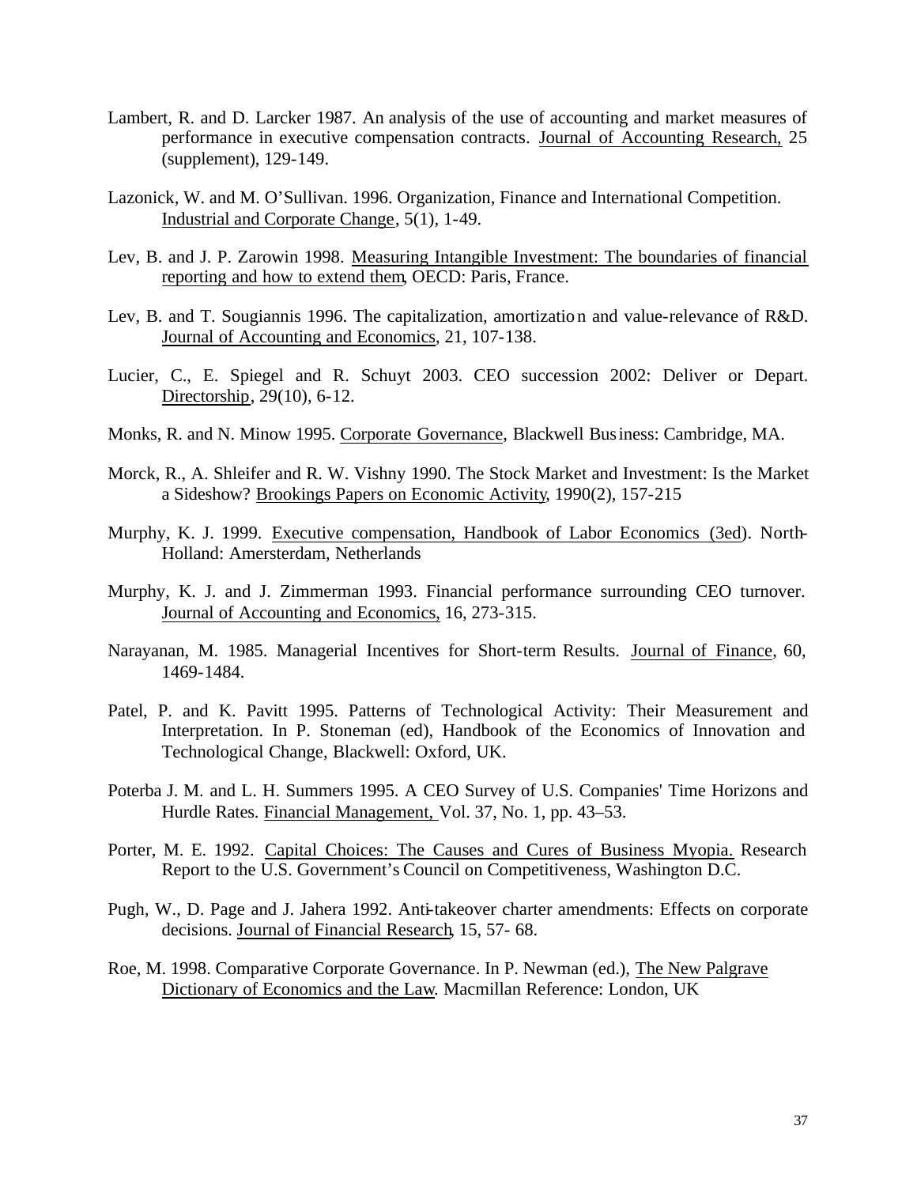Lambert, R. and D. Larcker 1987. An analysis of the use of accounting and market measures of performance in executive compensation contracts. Journal of Accounting Research, 25 (supplement), 129-149.

Lazonick, W. and M. O'Sullivan. 1996. Organization, Finance and International Competition. Industrial and Corporate Change, 5(1), 1-49.

Lev, B. and J. P. Zarowin 1998. Measuring Intangible Investment: The boundaries of financial reporting and how to extend them, OECD: Paris, France.

Lev, B. and T. Sougiannis 1996. The capitalization, amortization and value-relevance of R&D. Journal of Accounting and Economics, 21, 107-138.

Lucier, C., E. Spiegel and R. Schuyt 2003. CEO succession 2002: Deliver or Depart. Directorship, 29(10), 6-12.

Monks, R. and N. Minow 1995. Corporate Governance, Blackwell Business: Cambridge, MA.

Morck, R., A. Shleifer and R. W. Vishny 1990. The Stock Market and Investment: Is the Market a Sideshow? Brookings Papers on Economic Activity, 1990(2), 157-215

Murphy, K. J. 1999. Executive compensation, Handbook of Labor Economics (3ed). North-Holland: Amersterdam, Netherlands

Murphy, K. J. and J. Zimmerman 1993. Financial performance surrounding CEO turnover. Journal of Accounting and Economics, 16, 273-315.

Narayanan, M. 1985. Managerial Incentives for Short-term Results. Journal of Finance, 60, 1469-1484.

Patel, P. and K. Pavitt 1995. Patterns of Technological Activity: Their Measurement and Interpretation. In P. Stoneman (ed), Handbook of the Economics of Innovation and Technological Change, Blackwell: Oxford, UK.

Poterba J. M. and L. H. Summers 1995. A CEO Survey of U.S. Companies' Time Horizons and Hurdle Rates. Financial Management, Vol. 37, No. 1, pp. 43–53.

Porter, M. E. 1992. Capital Choices: The Causes and Cures of Business Myopia. Research Report to the U.S. Government's Council on Competitiveness, Washington D.C.

Pugh, W., D. Page and J. Jahera 1992. Anti-takeover charter amendments: Effects on corporate decisions. Journal of Financial Research, 15, 57- 68.

Roe, M. 1998. Comparative Corporate Governance. In P. Newman (ed.), The New Palgrave Dictionary of Economics and the Law. Macmillan Reference: London, UK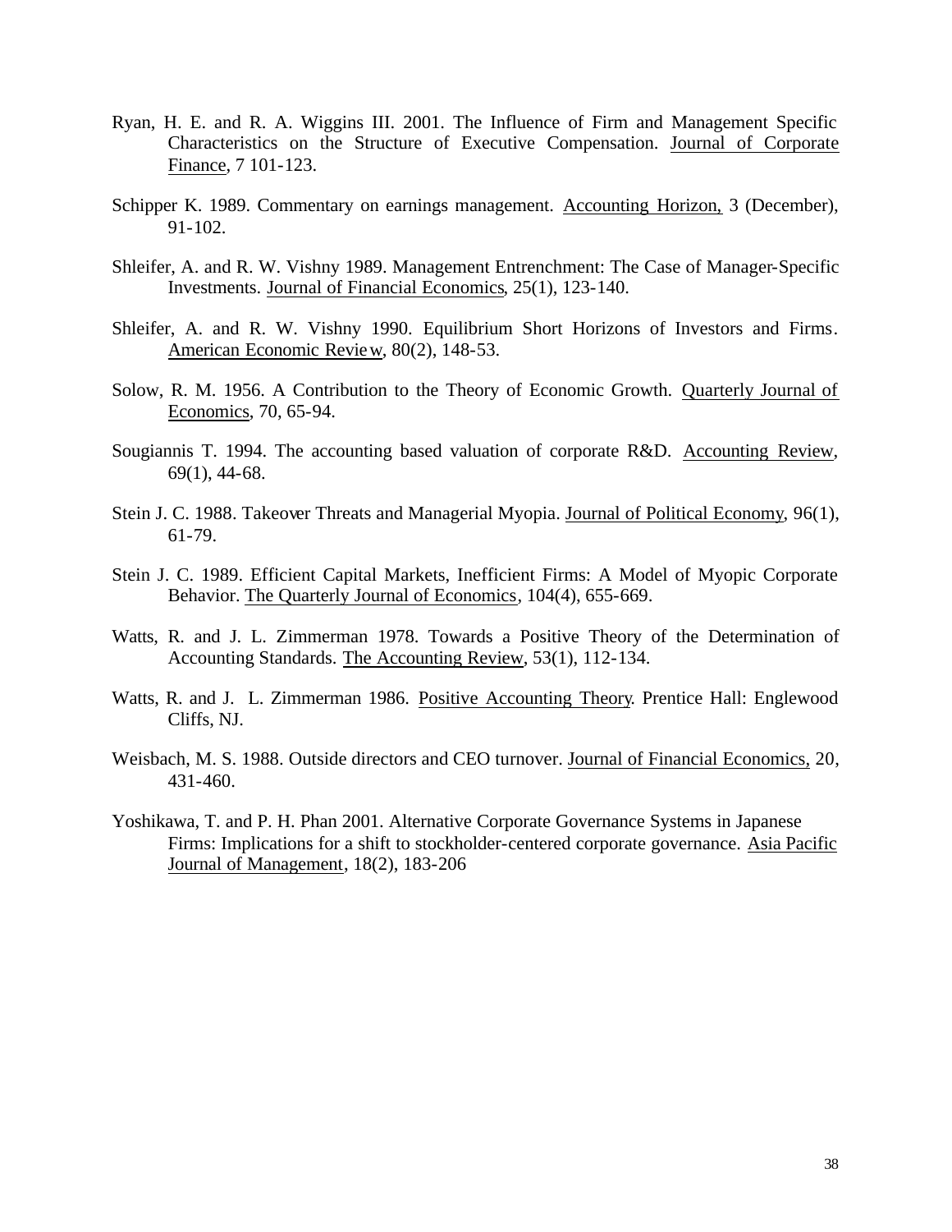Ryan, H. E. and R. A. Wiggins III. 2001. The Influence of Firm and Management Specific Characteristics on the Structure of Executive Compensation. Journal of Corporate Finance, 7 101-123.

Schipper K. 1989. Commentary on earnings management. Accounting Horizon, 3 (December), 91-102.

Shleifer, A. and R. W. Vishny 1989. Management Entrenchment: The Case of Manager-Specific Investments. Journal of Financial Economics, 25(1), 123-140.

Shleifer, A. and R. W. Vishny 1990. Equilibrium Short Horizons of Investors and Firms. American Economic Review, 80(2), 148-53.

Solow, R. M. 1956. A Contribution to the Theory of Economic Growth. Quarterly Journal of Economics, 70, 65-94.

Sougiannis T. 1994. The accounting based valuation of corporate R&D. Accounting Review, 69(1), 44-68.

Stein J. C. 1988. Takeover Threats and Managerial Myopia. Journal of Political Economy, 96(1), 61-79.

Stein J. C. 1989. Efficient Capital Markets, Inefficient Firms: A Model of Myopic Corporate Behavior. The Quarterly Journal of Economics, 104(4), 655-669.

Watts, R. and J. L. Zimmerman 1978. Towards a Positive Theory of the Determination of Accounting Standards. The Accounting Review, 53(1), 112-134.

Watts, R. and J. L. Zimmerman 1986. Positive Accounting Theory. Prentice Hall: Englewood Cliffs, NJ.

Weisbach, M. S. 1988. Outside directors and CEO turnover. Journal of Financial Economics, 20, 431-460.

Yoshikawa, T. and P. H. Phan 2001. Alternative Corporate Governance Systems in Japanese Firms: Implications for a shift to stockholder-centered corporate governance. Asia Pacific Journal of Management, 18(2), 183-206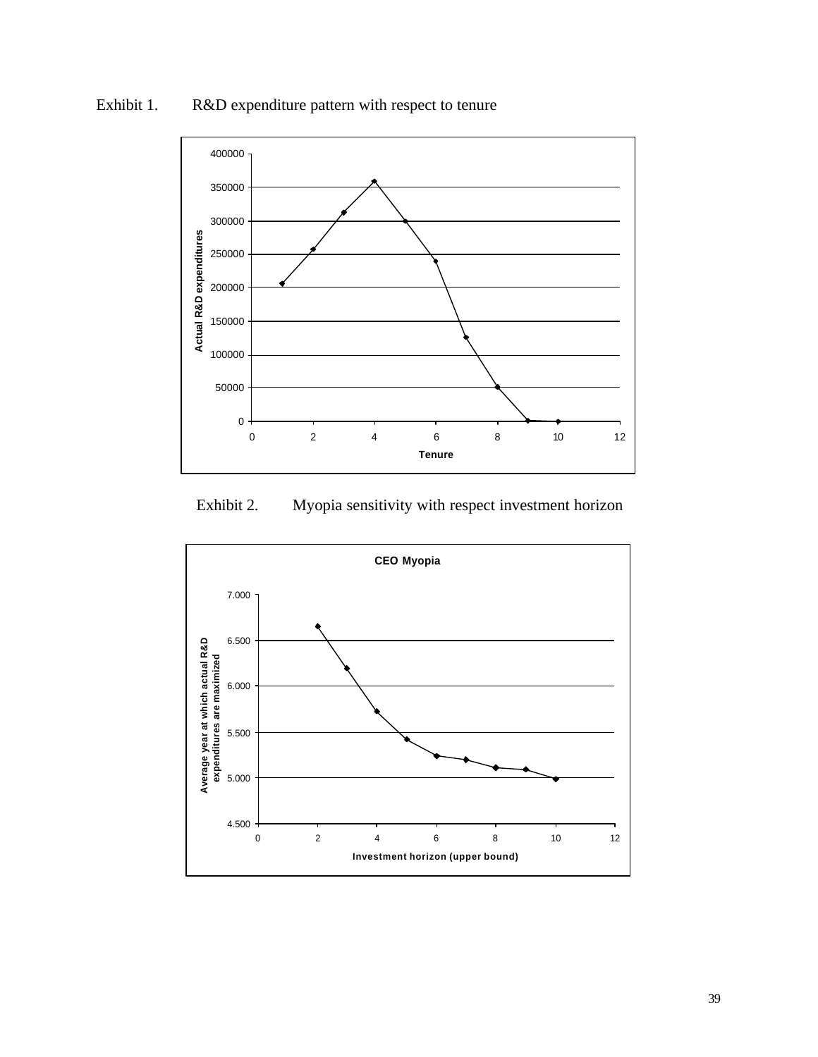Exhibit 1. R&D expenditure pattern with respect to tenure

Exhibit 2. Myopia sensitivity with respect investment horizon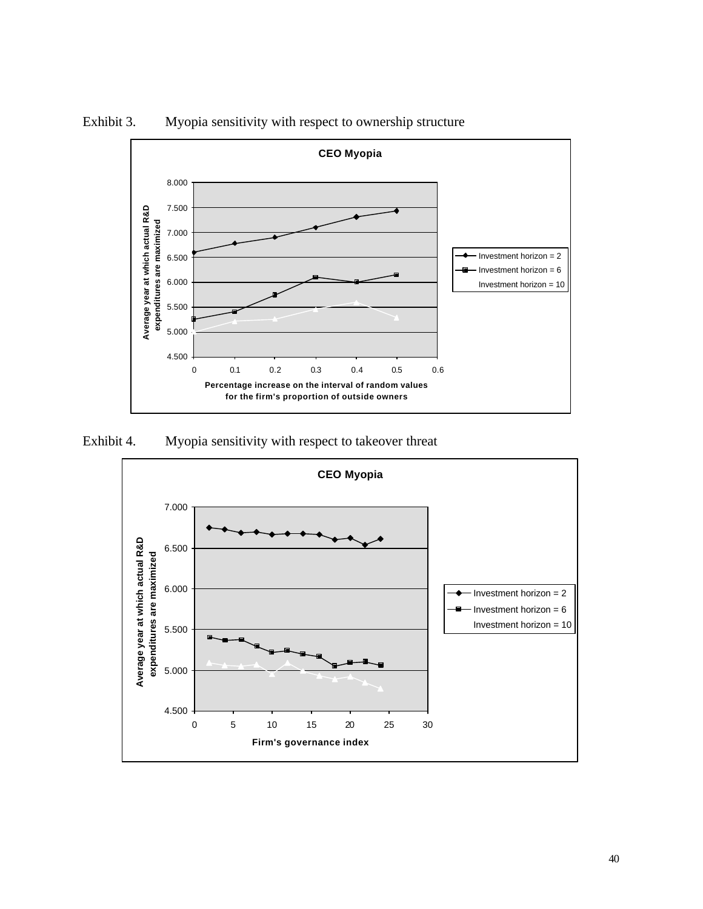Exhibit 3. Myopia sensitivity with respect to ownership structure

**CEO Myopia**

Average year at which actual R&D expenditures are maximized

Percentage increase on the interval of random values for the firm's proportion of outside owners

Investment horizon = 2
Investment horizon = 6
Investment horizon = 10

Exhibit 4. Myopia sensitivity with respect to takeover threat

**CEO Myopia**

Average year at which actual R&D expenditures are maximized

Firm's governance index

Investment horizon = 2
Investment horizon = 6
Investment horizon = 10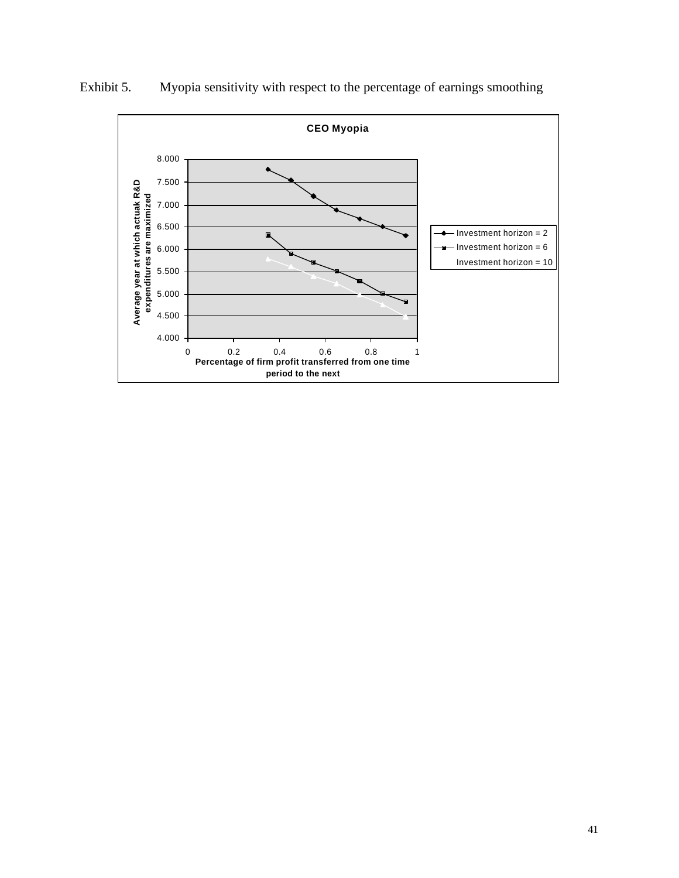Exhibit 5. Myopia sensitivity with respect to the percentage of earnings smoothing

CEO Myopia

Average year at which actuak R&D expenditures are maximized

Percentage of firm profit transferred from one time period to the next

Investment horizon = 2

Investment horizon = 6

Investment horizon = 10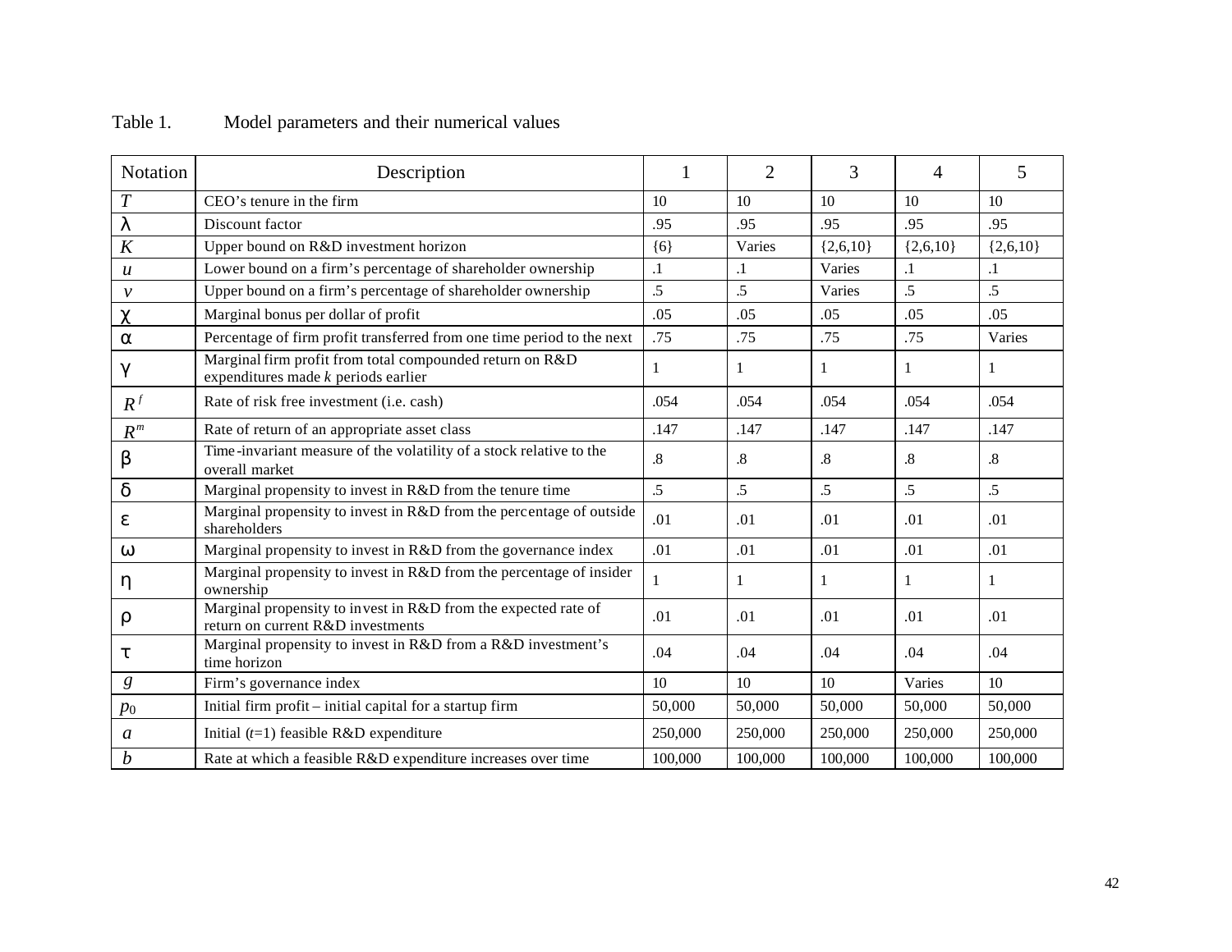Table 1. Model parameters and their numerical values

| Notation | Description | 1 | 2 | 3 | 4 | 5 |
|---|---|---|---|---|---|---|
| $T$ | CEO's tenure in the firm | 10 | 10 | 10 | 10 | 10 |
| $\lambda$ | Discount factor | .95 | .95 | .95 | .95 | .95 |
| $K$ | Upper bound on R&D investment horizon | {6} | Varies | {2,6,10} | {2,6,10} | {2,6,10} |
| $u$ | Lower bound on a firm's percentage of shareholder ownership | .1 | .1 | Varies | .1 | .1 |
| $v$ | Upper bound on a firm's percentage of shareholder ownership | .5 | .5 | Varies | .5 | .5 |
| $\chi$ | Marginal bonus per dollar of profit | .05 | .05 | .05 | .05 | .05 |
| $\alpha$ | Percentage of firm profit transferred from one time period to the next | .75 | .75 | .75 | .75 | Varies |
| $\gamma$ | Marginal firm profit from total compounded return on R&D expenditures made $k$ periods earlier | 1 | 1 | 1 | 1 | 1 |
| $R^f$ | Rate of risk free investment (i.e. cash) | .054 | .054 | .054 | .054 | .054 |
| $R^m$ | Rate of return of an appropriate asset class | .147 | .147 | .147 | .147 | .147 |
| $\beta$ | Time-invariant measure of the volatility of a stock relative to the overall market | .8 | .8 | .8 | .8 | .8 |
| $\delta$ | Marginal propensity to invest in R&D from the tenure time | .5 | .5 | .5 | .5 | .5 |
| $\varepsilon$ | Marginal propensity to invest in R&D from the percentage of outside shareholders | .01 | .01 | .01 | .01 | .01 |
| $\omega$ | Marginal propensity to invest in R&D from the governance index | .01 | .01 | .01 | .01 | .01 |
| $\eta$ | Marginal propensity to invest in R&D from the percentage of insider ownership | 1 | 1 | 1 | 1 | 1 |
| $\rho$ | Marginal propensity to invest in R&D from the expected rate of return on current R&D investments | .01 | .01 | .01 | .01 | .01 |
| $\tau$ | Marginal propensity to invest in R&D from a R&D investment's time horizon | .04 | .04 | .04 | .04 | .04 |
| $g$ | Firm's governance index | 10 | 10 | 10 | Varies | 10 |
| $p_0$ | Initial firm profit – initial capital for a startup firm | 50,000 | 50,000 | 50,000 | 50,000 | 50,000 |
| $a$ | Initial ($t$=1) feasible R&D expenditure | 250,000 | 250,000 | 250,000 | 250,000 | 250,000 |
| $b$ | Rate at which a feasible R&D expenditure increases over time | 100,000 | 100,000 | 100,000 | 100,000 | 100,000 |